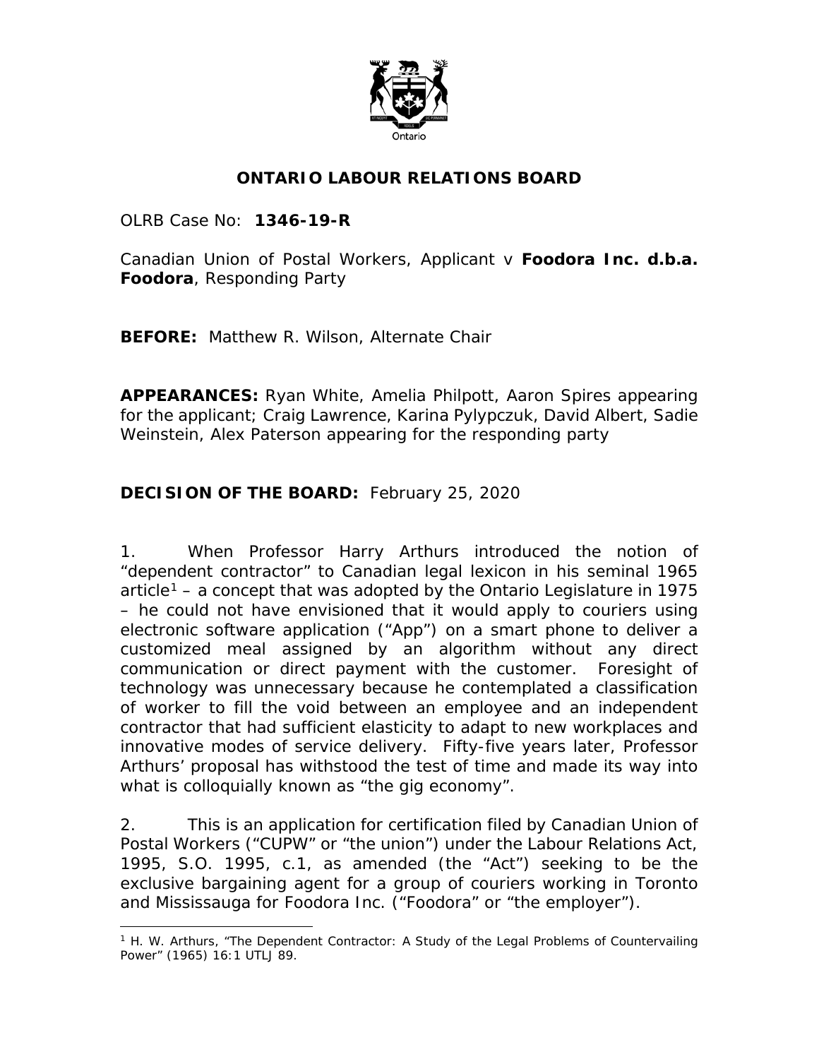**ONTARIO LABOUR RELATIONS BOARD**

OLRB Case No: **1346-19-R**

Canadian Union of Postal Workers, Applicant v **Foodora Inc. d.b.a. Foodora**, Responding Party

**BEFORE:** Matthew R. Wilson, Alternate Chair

**APPEARANCES:** Ryan White, Amelia Philpott, Aaron Spires appearing for the applicant; Craig Lawrence, Karina Pylypczuk, David Albert, Sadie Weinstein, Alex Paterson appearing for the responding party

**DECISION OF THE BOARD:** February 25, 2020

1. When Professor Harry Arthurs introduced the notion of "dependent contractor" to Canadian legal lexicon in his seminal 1965 article[1] – a concept that was adopted by the Ontario Legislature in 1975 – he could not have envisioned that it would apply to couriers using electronic software application ("App") on a smart phone to deliver a customized meal assigned by an algorithm without any direct communication or direct payment with the customer. Foresight of technology was unnecessary because he contemplated a classification of worker to fill the void between an employee and an independent contractor that had sufficient elasticity to adapt to new workplaces and innovative modes of service delivery. Fifty-five years later, Professor Arthurs' proposal has withstood the test of time and made its way into what is colloquially known as "the gig economy".

2. This is an application for certification filed by Canadian Union of Postal Workers ("CUPW" or "the union") under the Labour Relations Act, 1995, S.O. 1995, c.1, as amended (the "Act") seeking to be the exclusive bargaining agent for a group of couriers working in Toronto and Mississauga for Foodora Inc. ("Foodora" or "the employer").

[1] H. W. Arthurs, "The Dependent Contractor: A Study of the Legal Problems of Countervailing Power" (1965) 16:1 UTLJ 89.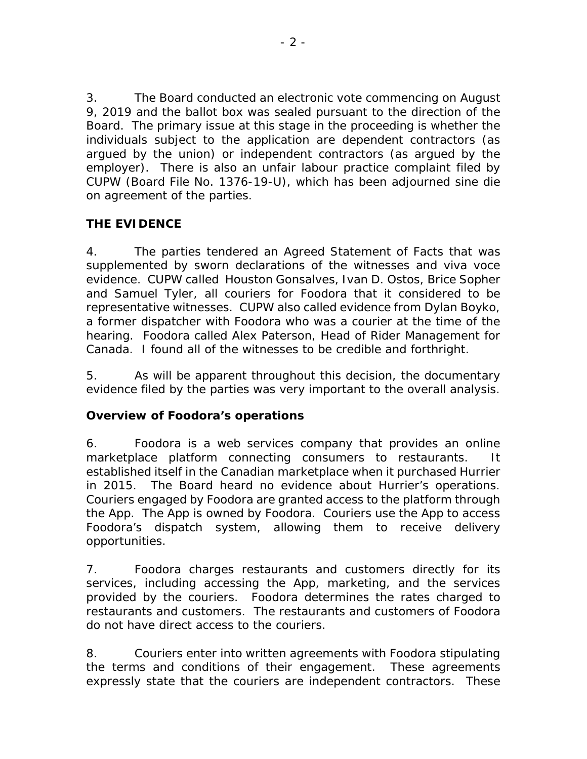3. The Board conducted an electronic vote commencing on August 9, 2019 and the ballot box was sealed pursuant to the direction of the Board. The primary issue at this stage in the proceeding is whether the individuals subject to the application are dependent contractors (as argued by the union) or independent contractors (as argued by the employer). There is also an unfair labour practice complaint filed by CUPW (Board File No. 1376-19-U), which has been adjourned sine die on agreement of the parties.

**THE EVIDENCE**

4. The parties tendered an Agreed Statement of Facts that was supplemented by sworn declarations of the witnesses and viva voce evidence. CUPW called Houston Gonsalves, Ivan D. Ostos, Brice Sopher and Samuel Tyler, all couriers for Foodora that it considered to be representative witnesses. CUPW also called evidence from Dylan Boyko, a former dispatcher with Foodora who was a courier at the time of the hearing. Foodora called Alex Paterson, Head of Rider Management for Canada. I found all of the witnesses to be credible and forthright.

5. As will be apparent throughout this decision, the documentary evidence filed by the parties was very important to the overall analysis.

***Overview of Foodora's operations***

6. Foodora is a web services company that provides an online marketplace platform connecting consumers to restaurants. It established itself in the Canadian marketplace when it purchased Hurrier in 2015. The Board heard no evidence about Hurrier's operations. Couriers engaged by Foodora are granted access to the platform through the App. The App is owned by Foodora. Couriers use the App to access Foodora's dispatch system, allowing them to receive delivery opportunities.

7. Foodora charges restaurants and customers directly for its services, including accessing the App, marketing, and the services provided by the couriers. Foodora determines the rates charged to restaurants and customers. The restaurants and customers of Foodora do not have direct access to the couriers.

8. Couriers enter into written agreements with Foodora stipulating the terms and conditions of their engagement. These agreements expressly state that the couriers are independent contractors. These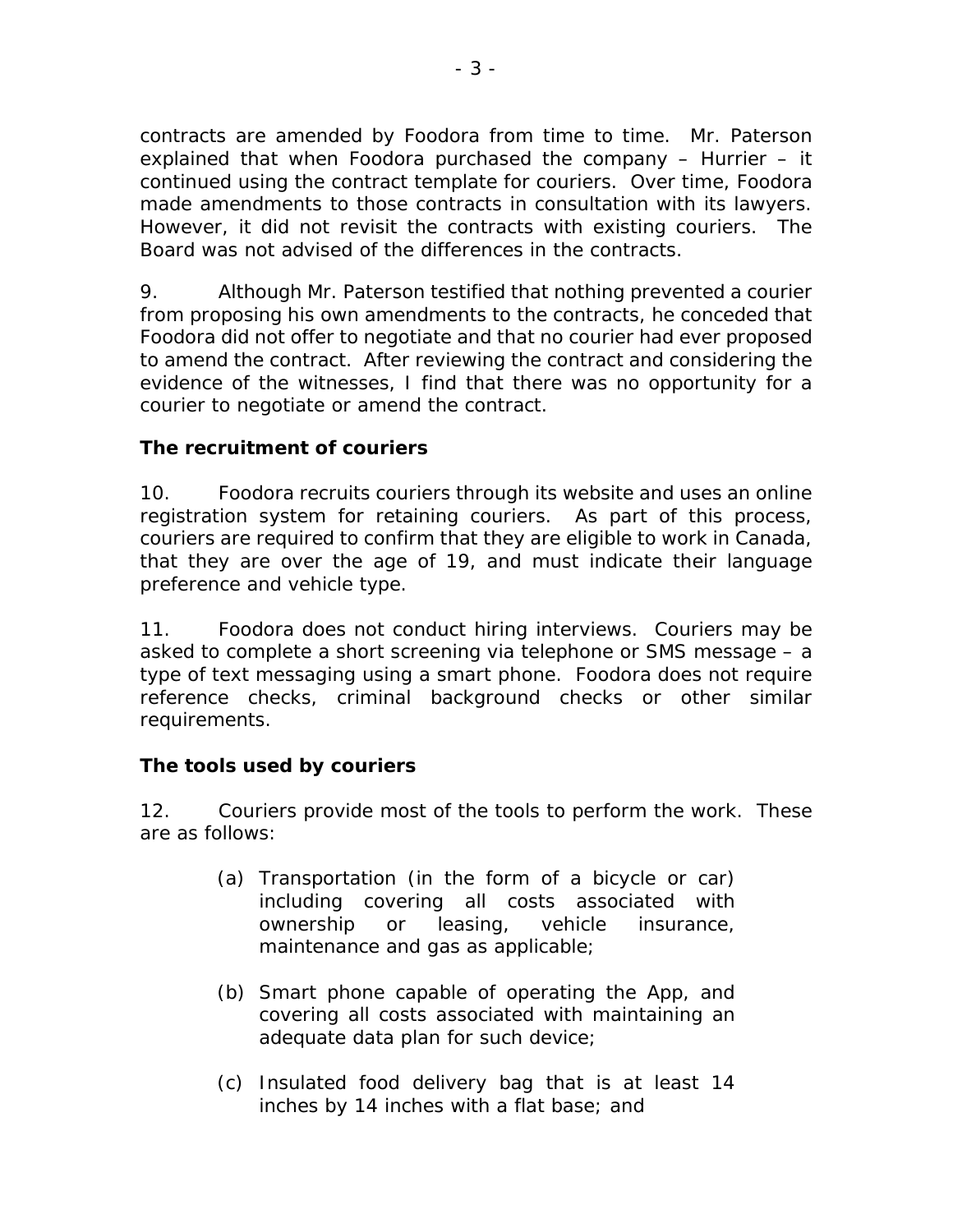contracts are amended by Foodora from time to time. Mr. Paterson explained that when Foodora purchased the company – Hurrier – it continued using the contract template for couriers. Over time, Foodora made amendments to those contracts in consultation with its lawyers. However, it did not revisit the contracts with existing couriers. The Board was not advised of the differences in the contracts.

9. Although Mr. Paterson testified that nothing prevented a courier from proposing his own amendments to the contracts, he conceded that Foodora did not offer to negotiate and that no courier had ever proposed to amend the contract. After reviewing the contract and considering the evidence of the witnesses, I find that there was no opportunity for a courier to negotiate or amend the contract.

**The recruitment of couriers**

10. Foodora recruits couriers through its website and uses an online registration system for retaining couriers. As part of this process, couriers are required to confirm that they are eligible to work in Canada, that they are over the age of 19, and must indicate their language preference and vehicle type.

11. Foodora does not conduct hiring interviews. Couriers may be asked to complete a short screening via telephone or SMS message – a type of text messaging using a smart phone. Foodora does not require reference checks, criminal background checks or other similar requirements.

**The tools used by couriers**

12. Couriers provide most of the tools to perform the work. These are as follows:

(a) Transportation (in the form of a bicycle or car) including covering all costs associated with ownership or leasing, vehicle insurance, maintenance and gas as applicable;

(b) Smart phone capable of operating the App, and covering all costs associated with maintaining an adequate data plan for such device;

(c) Insulated food delivery bag that is at least 14 inches by 14 inches with a flat base; and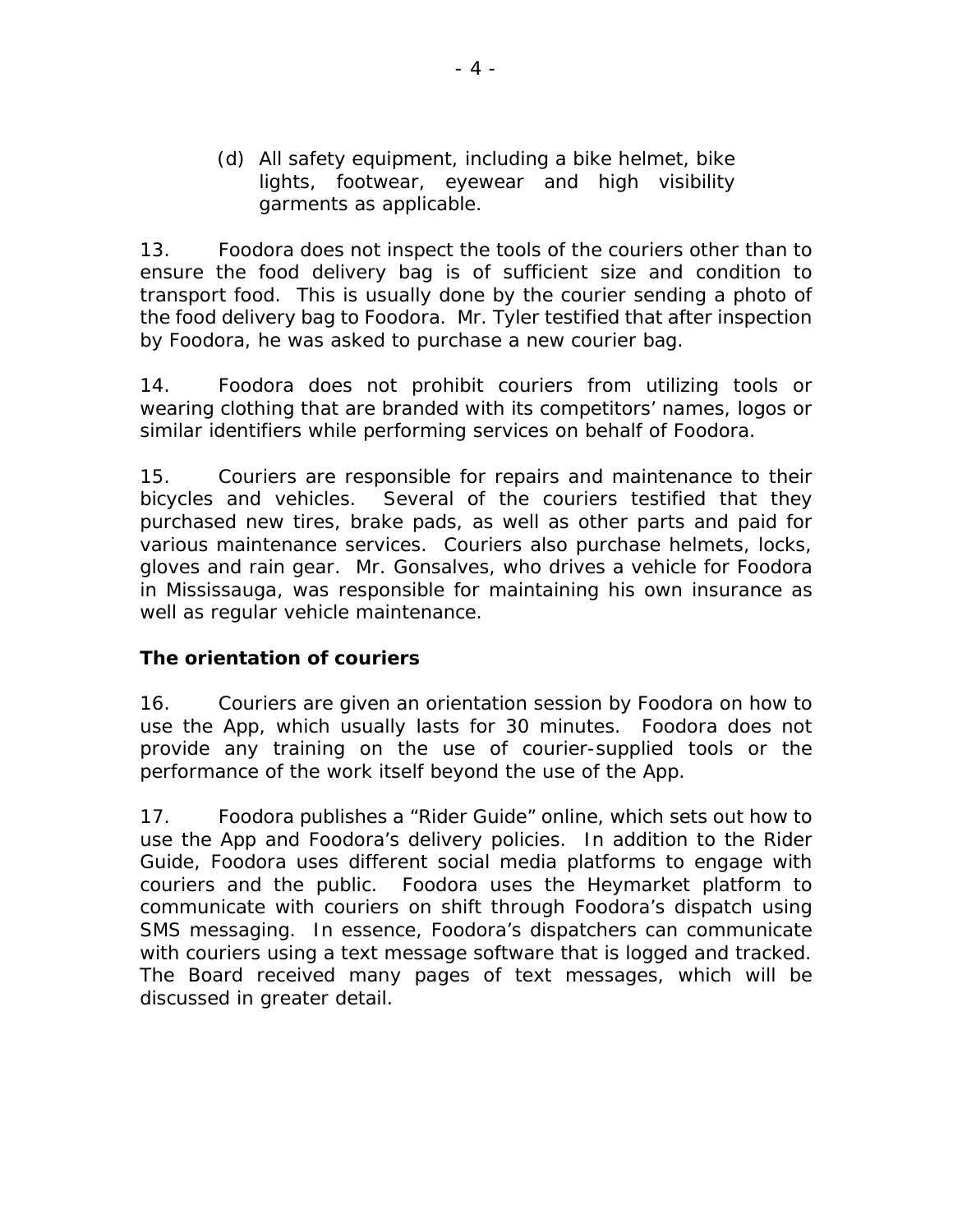(d) All safety equipment, including a bike helmet, bike lights, footwear, eyewear and high visibility garments as applicable.

13. Foodora does not inspect the tools of the couriers other than to ensure the food delivery bag is of sufficient size and condition to transport food. This is usually done by the courier sending a photo of the food delivery bag to Foodora. Mr. Tyler testified that after inspection by Foodora, he was asked to purchase a new courier bag.

14. Foodora does not prohibit couriers from utilizing tools or wearing clothing that are branded with its competitors' names, logos or similar identifiers while performing services on behalf of Foodora.

15. Couriers are responsible for repairs and maintenance to their bicycles and vehicles. Several of the couriers testified that they purchased new tires, brake pads, as well as other parts and paid for various maintenance services. Couriers also purchase helmets, locks, gloves and rain gear. Mr. Gonsalves, who drives a vehicle for Foodora in Mississauga, was responsible for maintaining his own insurance as well as regular vehicle maintenance.

**The orientation of couriers**

16. Couriers are given an orientation session by Foodora on how to use the App, which usually lasts for 30 minutes. Foodora does not provide any training on the use of courier-supplied tools or the performance of the work itself beyond the use of the App.

17. Foodora publishes a "Rider Guide" online, which sets out how to use the App and Foodora's delivery policies. In addition to the Rider Guide, Foodora uses different social media platforms to engage with couriers and the public. Foodora uses the Heymarket platform to communicate with couriers on shift through Foodora's dispatch using SMS messaging. In essence, Foodora's dispatchers can communicate with couriers using a text message software that is logged and tracked. The Board received many pages of text messages, which will be discussed in greater detail.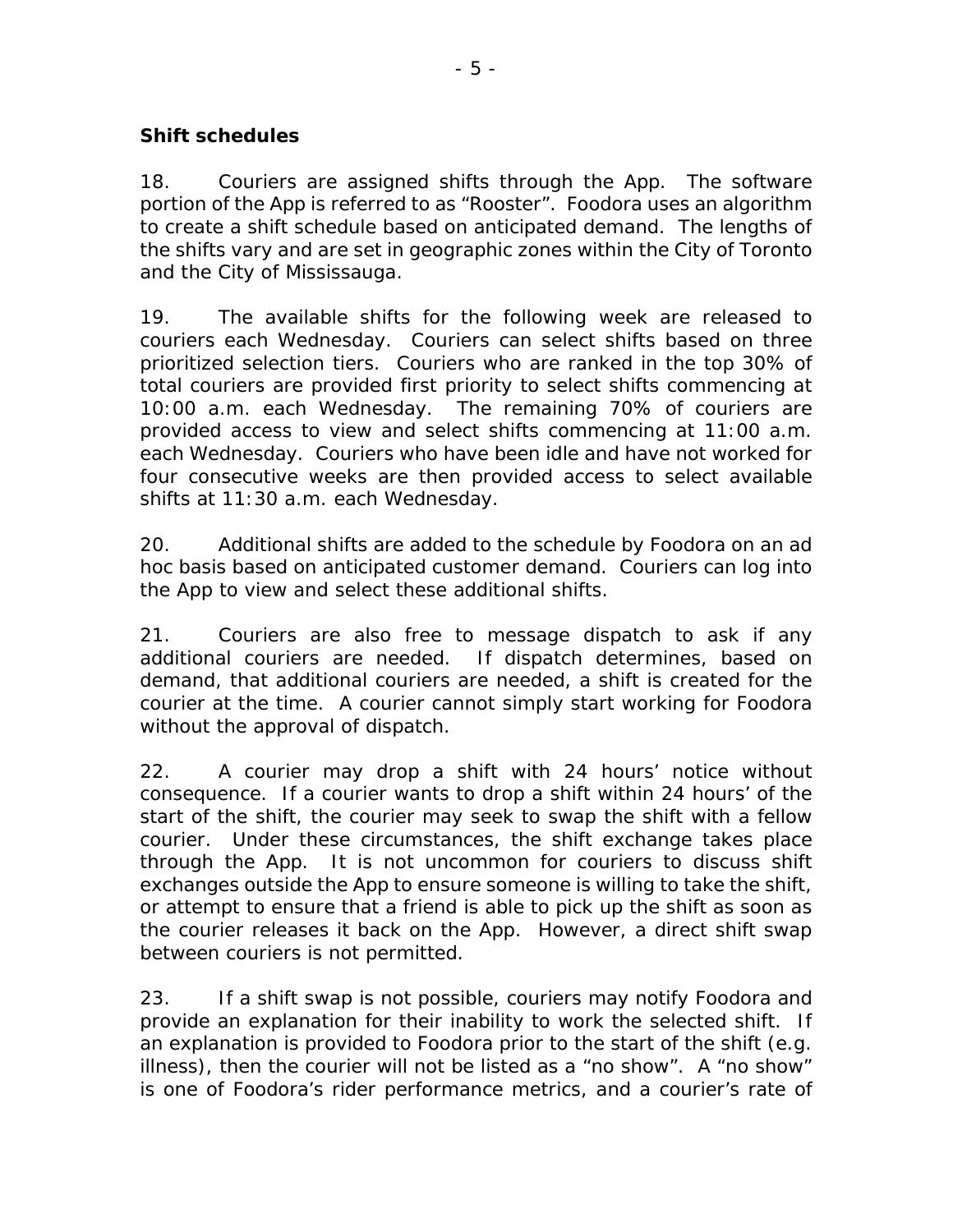**Shift schedules**

18. Couriers are assigned shifts through the App. The software portion of the App is referred to as "Rooster". Foodora uses an algorithm to create a shift schedule based on anticipated demand. The lengths of the shifts vary and are set in geographic zones within the City of Toronto and the City of Mississauga.

19. The available shifts for the following week are released to couriers each Wednesday. Couriers can select shifts based on three prioritized selection tiers. Couriers who are ranked in the top 30% of total couriers are provided first priority to select shifts commencing at 10:00 a.m. each Wednesday. The remaining 70% of couriers are provided access to view and select shifts commencing at 11:00 a.m. each Wednesday. Couriers who have been idle and have not worked for four consecutive weeks are then provided access to select available shifts at 11:30 a.m. each Wednesday.

20. Additional shifts are added to the schedule by Foodora on an ad hoc basis based on anticipated customer demand. Couriers can log into the App to view and select these additional shifts.

21. Couriers are also free to message dispatch to ask if any additional couriers are needed. If dispatch determines, based on demand, that additional couriers are needed, a shift is created for the courier at the time. A courier cannot simply start working for Foodora without the approval of dispatch.

22. A courier may drop a shift with 24 hours' notice without consequence. If a courier wants to drop a shift within 24 hours' of the start of the shift, the courier may seek to swap the shift with a fellow courier. Under these circumstances, the shift exchange takes place through the App. It is not uncommon for couriers to discuss shift exchanges outside the App to ensure someone is willing to take the shift, or attempt to ensure that a friend is able to pick up the shift as soon as the courier releases it back on the App. However, a direct shift swap between couriers is not permitted.

23. If a shift swap is not possible, couriers may notify Foodora and provide an explanation for their inability to work the selected shift. If an explanation is provided to Foodora prior to the start of the shift (e.g. illness), then the courier will not be listed as a "no show". A "no show" is one of Foodora's rider performance metrics, and a courier's rate of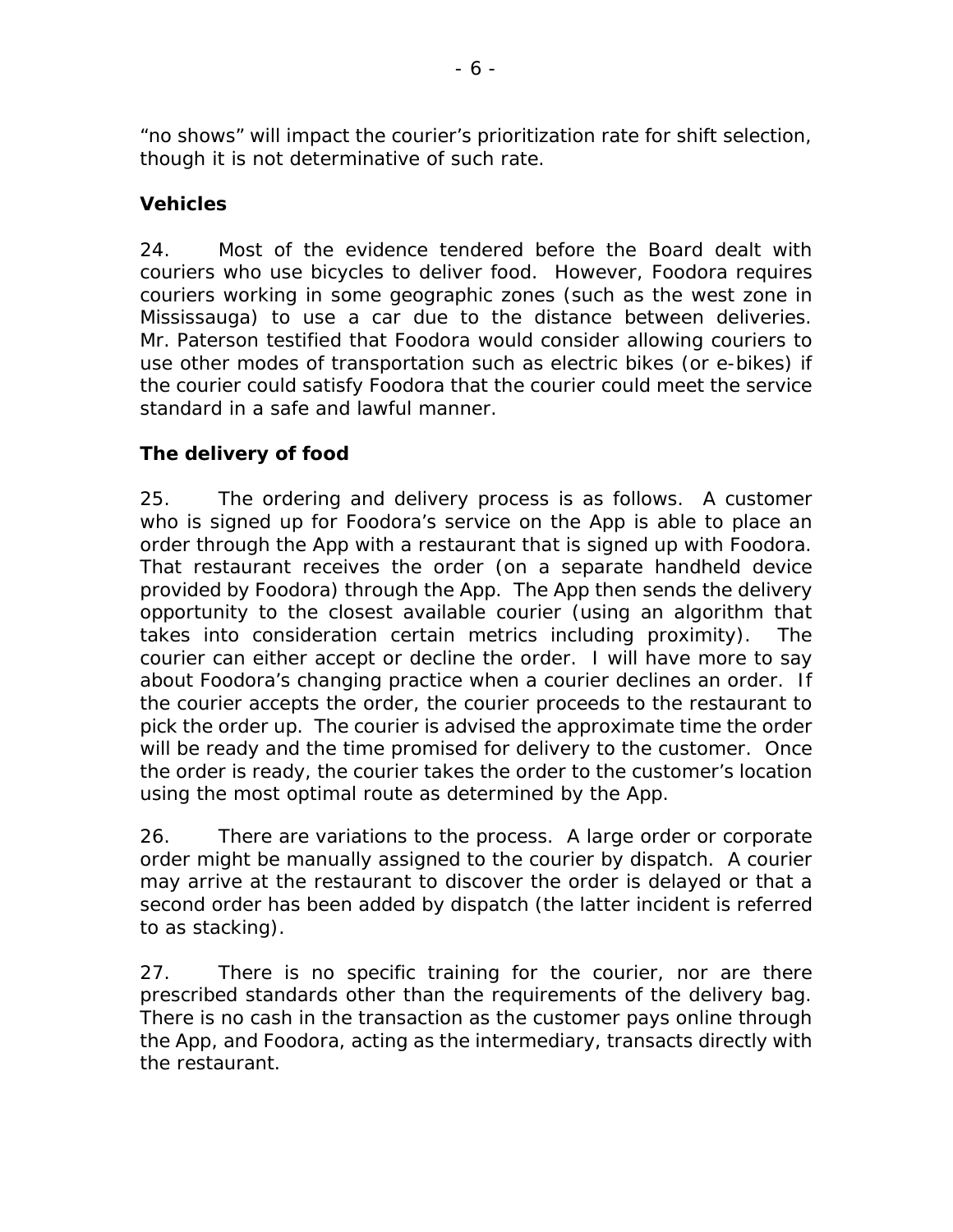"no shows" will impact the courier's prioritization rate for shift selection, though it is not determinative of such rate.

**Vehicles**

24. Most of the evidence tendered before the Board dealt with couriers who use bicycles to deliver food. However, Foodora requires couriers working in some geographic zones (such as the west zone in Mississauga) to use a car due to the distance between deliveries. Mr. Paterson testified that Foodora would consider allowing couriers to use other modes of transportation such as electric bikes (or e-bikes) if the courier could satisfy Foodora that the courier could meet the service standard in a safe and lawful manner.

**The delivery of food**

25. The ordering and delivery process is as follows. A customer who is signed up for Foodora's service on the App is able to place an order through the App with a restaurant that is signed up with Foodora. That restaurant receives the order (on a separate handheld device provided by Foodora) through the App. The App then sends the delivery opportunity to the closest available courier (using an algorithm that takes into consideration certain metrics including proximity). The courier can either accept or decline the order. I will have more to say about Foodora's changing practice when a courier declines an order. If the courier accepts the order, the courier proceeds to the restaurant to pick the order up. The courier is advised the approximate time the order will be ready and the time promised for delivery to the customer. Once the order is ready, the courier takes the order to the customer's location using the most optimal route as determined by the App.

26. There are variations to the process. A large order or corporate order might be manually assigned to the courier by dispatch. A courier may arrive at the restaurant to discover the order is delayed or that a second order has been added by dispatch (the latter incident is referred to as stacking).

27. There is no specific training for the courier, nor are there prescribed standards other than the requirements of the delivery bag. There is no cash in the transaction as the customer pays online through the App, and Foodora, acting as the intermediary, transacts directly with the restaurant.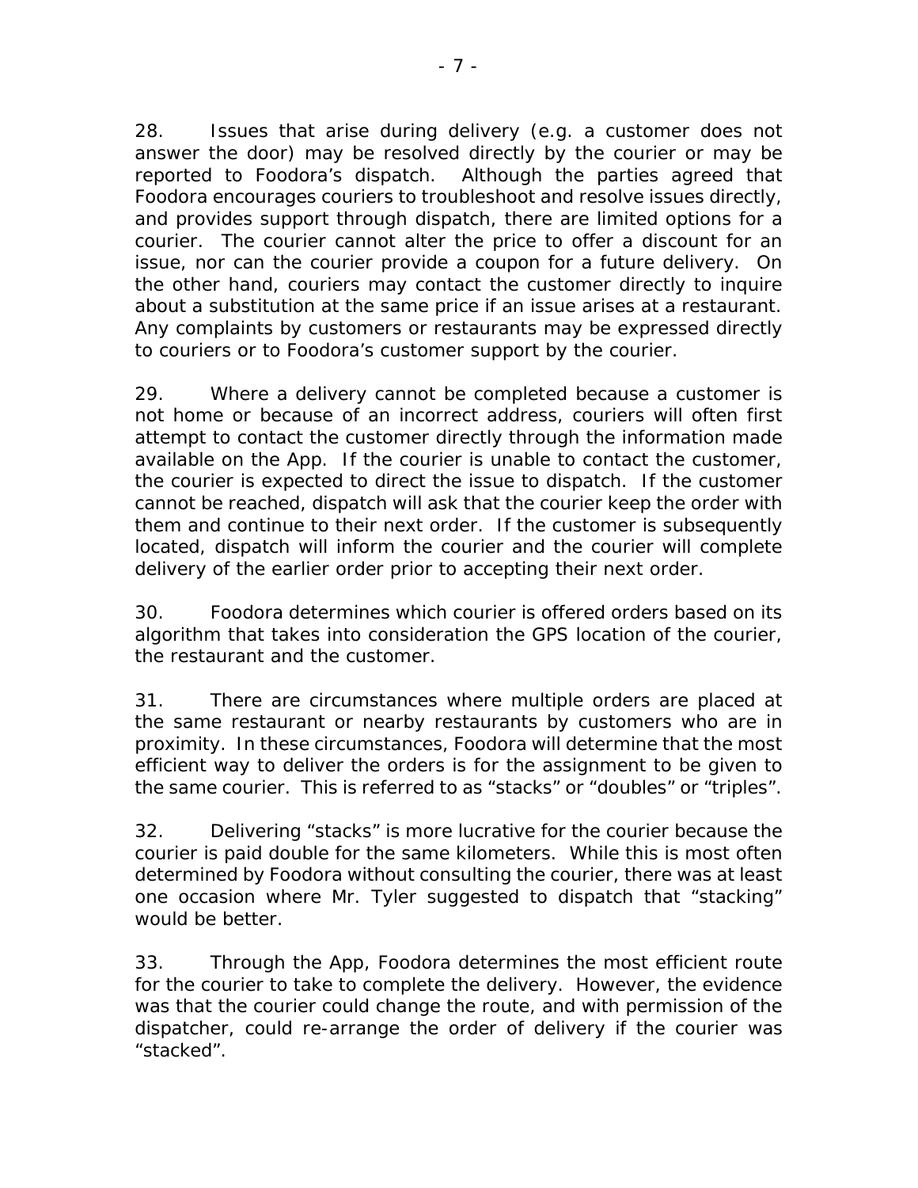28. Issues that arise during delivery (e.g. a customer does not answer the door) may be resolved directly by the courier or may be reported to Foodora's dispatch. Although the parties agreed that Foodora encourages couriers to troubleshoot and resolve issues directly, and provides support through dispatch, there are limited options for a courier. The courier cannot alter the price to offer a discount for an issue, nor can the courier provide a coupon for a future delivery. On the other hand, couriers may contact the customer directly to inquire about a substitution at the same price if an issue arises at a restaurant. Any complaints by customers or restaurants may be expressed directly to couriers or to Foodora's customer support by the courier.

29. Where a delivery cannot be completed because a customer is not home or because of an incorrect address, couriers will often first attempt to contact the customer directly through the information made available on the App. If the courier is unable to contact the customer, the courier is expected to direct the issue to dispatch. If the customer cannot be reached, dispatch will ask that the courier keep the order with them and continue to their next order. If the customer is subsequently located, dispatch will inform the courier and the courier will complete delivery of the earlier order prior to accepting their next order.

30. Foodora determines which courier is offered orders based on its algorithm that takes into consideration the GPS location of the courier, the restaurant and the customer.

31. There are circumstances where multiple orders are placed at the same restaurant or nearby restaurants by customers who are in proximity. In these circumstances, Foodora will determine that the most efficient way to deliver the orders is for the assignment to be given to the same courier. This is referred to as "stacks" or "doubles" or "triples".

32. Delivering "stacks" is more lucrative for the courier because the courier is paid double for the same kilometers. While this is most often determined by Foodora without consulting the courier, there was at least one occasion where Mr. Tyler suggested to dispatch that "stacking" would be better.

33. Through the App, Foodora determines the most efficient route for the courier to take to complete the delivery. However, the evidence was that the courier could change the route, and with permission of the dispatcher, could re-arrange the order of delivery if the courier was "stacked".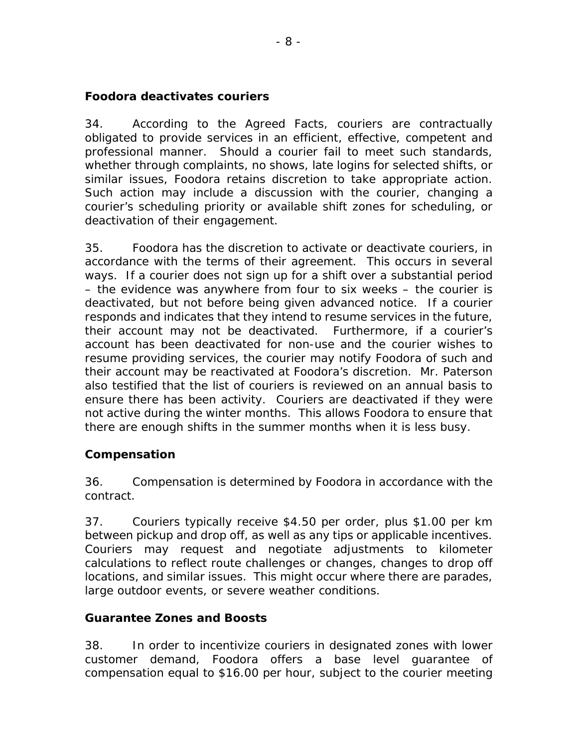**Foodora deactivates couriers**

34. According to the Agreed Facts, couriers are contractually obligated to provide services in an efficient, effective, competent and professional manner. Should a courier fail to meet such standards, whether through complaints, no shows, late logins for selected shifts, or similar issues, Foodora retains discretion to take appropriate action. Such action may include a discussion with the courier, changing a courier's scheduling priority or available shift zones for scheduling, or deactivation of their engagement.

35. Foodora has the discretion to activate or deactivate couriers, in accordance with the terms of their agreement. This occurs in several ways. If a courier does not sign up for a shift over a substantial period – the evidence was anywhere from four to six weeks – the courier is deactivated, but not before being given advanced notice. If a courier responds and indicates that they intend to resume services in the future, their account may not be deactivated. Furthermore, if a courier's account has been deactivated for non-use and the courier wishes to resume providing services, the courier may notify Foodora of such and their account may be reactivated at Foodora's discretion. Mr. Paterson also testified that the list of couriers is reviewed on an annual basis to ensure there has been activity. Couriers are deactivated if they were not active during the winter months. This allows Foodora to ensure that there are enough shifts in the summer months when it is less busy.

**Compensation**

36. Compensation is determined by Foodora in accordance with the contract.

37. Couriers typically receive $4.50 per order, plus $1.00 per km between pickup and drop off, as well as any tips or applicable incentives. Couriers may request and negotiate adjustments to kilometer calculations to reflect route challenges or changes, changes to drop off locations, and similar issues. This might occur where there are parades, large outdoor events, or severe weather conditions.

**Guarantee Zones and Boosts**

38. In order to incentivize couriers in designated zones with lower customer demand, Foodora offers a base level guarantee of compensation equal to $16.00 per hour, subject to the courier meeting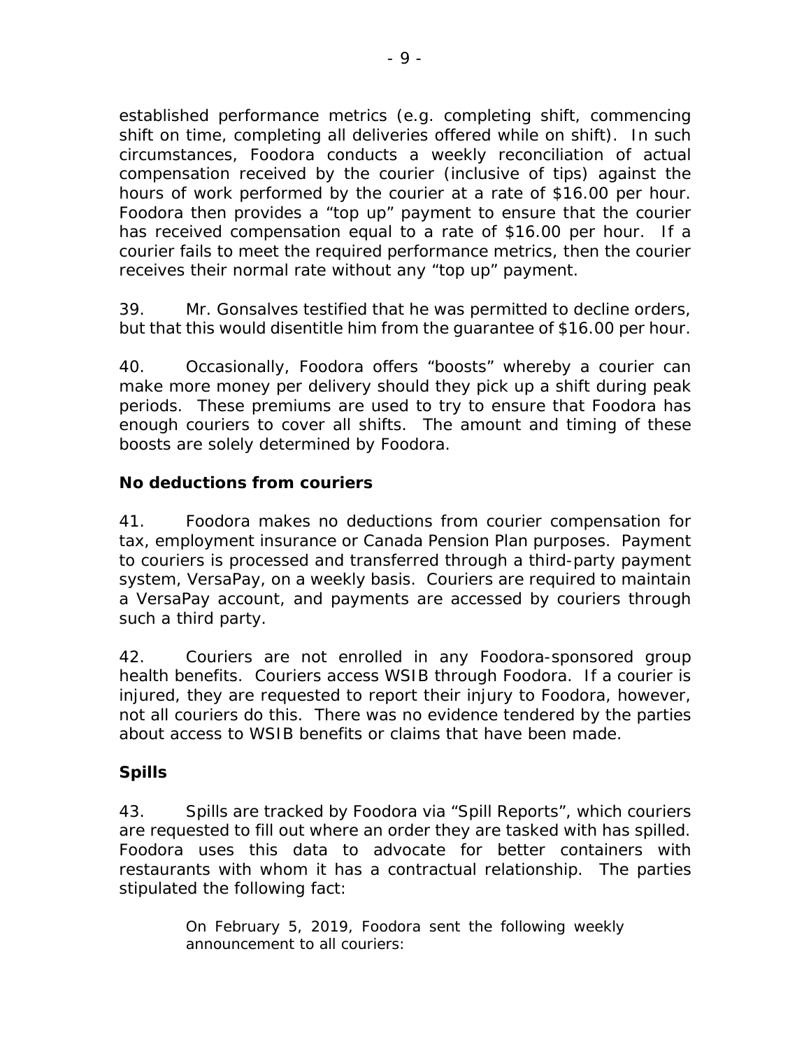established performance metrics (e.g. completing shift, commencing shift on time, completing all deliveries offered while on shift). In such circumstances, Foodora conducts a weekly reconciliation of actual compensation received by the courier (inclusive of tips) against the hours of work performed by the courier at a rate of $16.00 per hour. Foodora then provides a "top up" payment to ensure that the courier has received compensation equal to a rate of $16.00 per hour. If a courier fails to meet the required performance metrics, then the courier receives their normal rate without any "top up" payment.

39. Mr. Gonsalves testified that he was permitted to decline orders, but that this would disentitle him from the guarantee of $16.00 per hour.

40. Occasionally, Foodora offers "boosts" whereby a courier can make more money per delivery should they pick up a shift during peak periods. These premiums are used to try to ensure that Foodora has enough couriers to cover all shifts. The amount and timing of these boosts are solely determined by Foodora.

**No deductions from couriers**

41. Foodora makes no deductions from courier compensation for tax, employment insurance or Canada Pension Plan purposes. Payment to couriers is processed and transferred through a third-party payment system, VersaPay, on a weekly basis. Couriers are required to maintain a VersaPay account, and payments are accessed by couriers through such a third party.

42. Couriers are not enrolled in any Foodora-sponsored group health benefits. Couriers access WSIB through Foodora. If a courier is injured, they are requested to report their injury to Foodora, however, not all couriers do this. There was no evidence tendered by the parties about access to WSIB benefits or claims that have been made.

**Spills**

43. Spills are tracked by Foodora via "Spill Reports", which couriers are requested to fill out where an order they are tasked with has spilled. Foodora uses this data to advocate for better containers with restaurants with whom it has a contractual relationship. The parties stipulated the following fact:

> On February 5, 2019, Foodora sent the following weekly announcement to all couriers: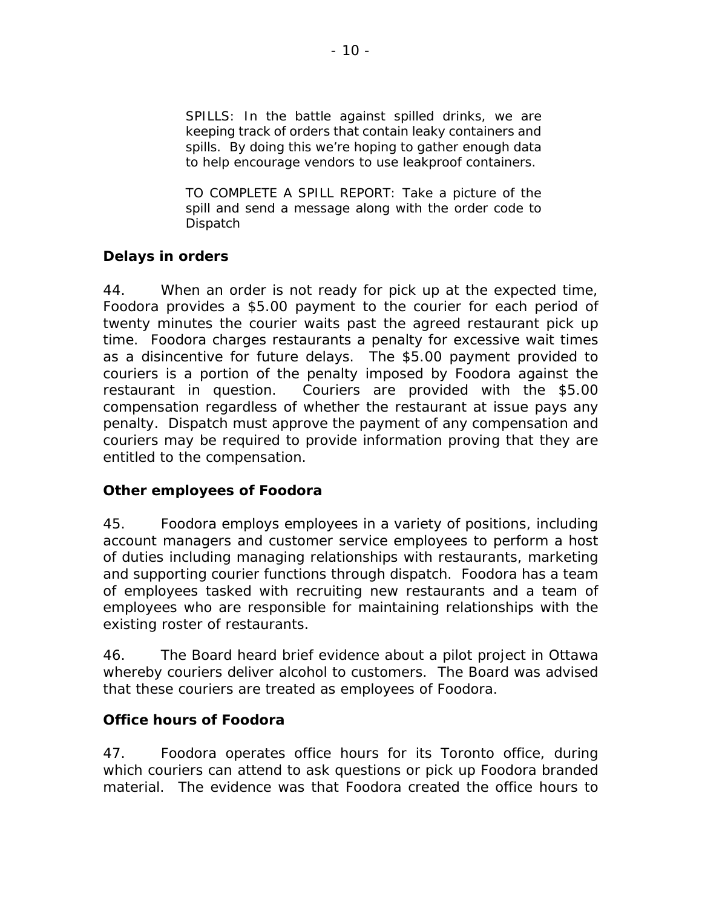> SPILLS: In the battle against spilled drinks, we are keeping track of orders that contain leaky containers and spills. By doing this we're hoping to gather enough data to help encourage vendors to use leakproof containers.
>
> TO COMPLETE A SPILL REPORT: Take a picture of the spill and send a message along with the order code to Dispatch

**Delays in orders**

44. When an order is not ready for pick up at the expected time, Foodora provides a $5.00 payment to the courier for each period of twenty minutes the courier waits past the agreed restaurant pick up time. Foodora charges restaurants a penalty for excessive wait times as a disincentive for future delays. The $5.00 payment provided to couriers is a portion of the penalty imposed by Foodora against the restaurant in question. Couriers are provided with the $5.00 compensation regardless of whether the restaurant at issue pays any penalty. Dispatch must approve the payment of any compensation and couriers may be required to provide information proving that they are entitled to the compensation.

**Other employees of Foodora**

45. Foodora employs employees in a variety of positions, including account managers and customer service employees to perform a host of duties including managing relationships with restaurants, marketing and supporting courier functions through dispatch. Foodora has a team of employees tasked with recruiting new restaurants and a team of employees who are responsible for maintaining relationships with the existing roster of restaurants.

46. The Board heard brief evidence about a pilot project in Ottawa whereby couriers deliver alcohol to customers. The Board was advised that these couriers are treated as employees of Foodora.

**Office hours of Foodora**

47. Foodora operates office hours for its Toronto office, during which couriers can attend to ask questions or pick up Foodora branded material. The evidence was that Foodora created the office hours to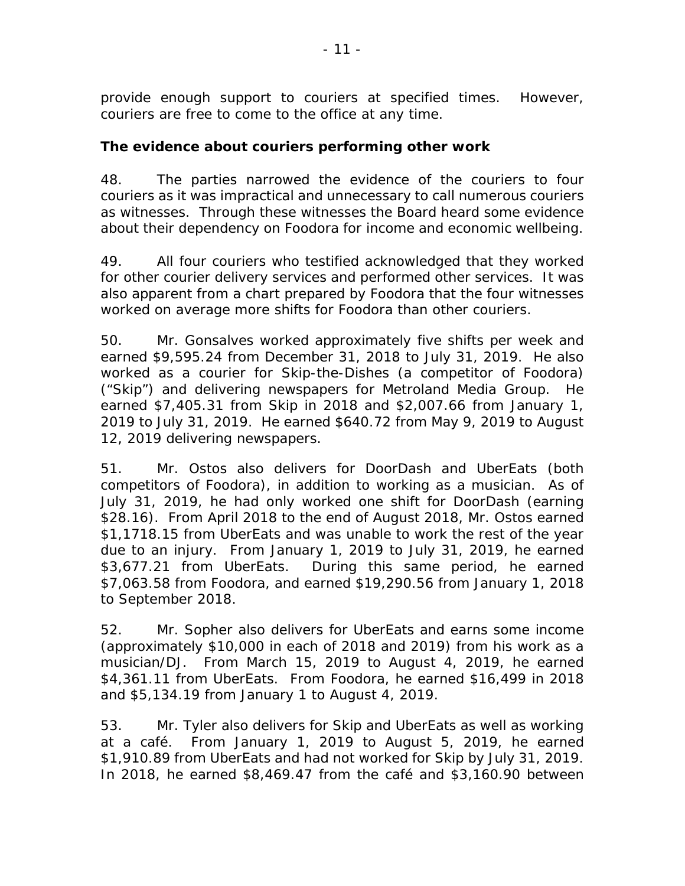provide enough support to couriers at specified times. However, couriers are free to come to the office at any time.

**The evidence about couriers performing other work**

48. The parties narrowed the evidence of the couriers to four couriers as it was impractical and unnecessary to call numerous couriers as witnesses. Through these witnesses the Board heard some evidence about their dependency on Foodora for income and economic wellbeing.

49. All four couriers who testified acknowledged that they worked for other courier delivery services and performed other services. It was also apparent from a chart prepared by Foodora that the four witnesses worked on average more shifts for Foodora than other couriers.

50. Mr. Gonsalves worked approximately five shifts per week and earned $9,595.24 from December 31, 2018 to July 31, 2019. He also worked as a courier for Skip-the-Dishes (a competitor of Foodora) ("Skip") and delivering newspapers for Metroland Media Group. He earned $7,405.31 from Skip in 2018 and $2,007.66 from January 1, 2019 to July 31, 2019. He earned $640.72 from May 9, 2019 to August 12, 2019 delivering newspapers.

51. Mr. Ostos also delivers for DoorDash and UberEats (both competitors of Foodora), in addition to working as a musician. As of July 31, 2019, he had only worked one shift for DoorDash (earning $28.16). From April 2018 to the end of August 2018, Mr. Ostos earned $1,1718.15 from UberEats and was unable to work the rest of the year due to an injury. From January 1, 2019 to July 31, 2019, he earned $3,677.21 from UberEats. During this same period, he earned $7,063.58 from Foodora, and earned $19,290.56 from January 1, 2018 to September 2018.

52. Mr. Sopher also delivers for UberEats and earns some income (approximately $10,000 in each of 2018 and 2019) from his work as a musician/DJ. From March 15, 2019 to August 4, 2019, he earned $4,361.11 from UberEats. From Foodora, he earned $16,499 in 2018 and $5,134.19 from January 1 to August 4, 2019.

53. Mr. Tyler also delivers for Skip and UberEats as well as working at a café. From January 1, 2019 to August 5, 2019, he earned $1,910.89 from UberEats and had not worked for Skip by July 31, 2019. In 2018, he earned $8,469.47 from the café and $3,160.90 between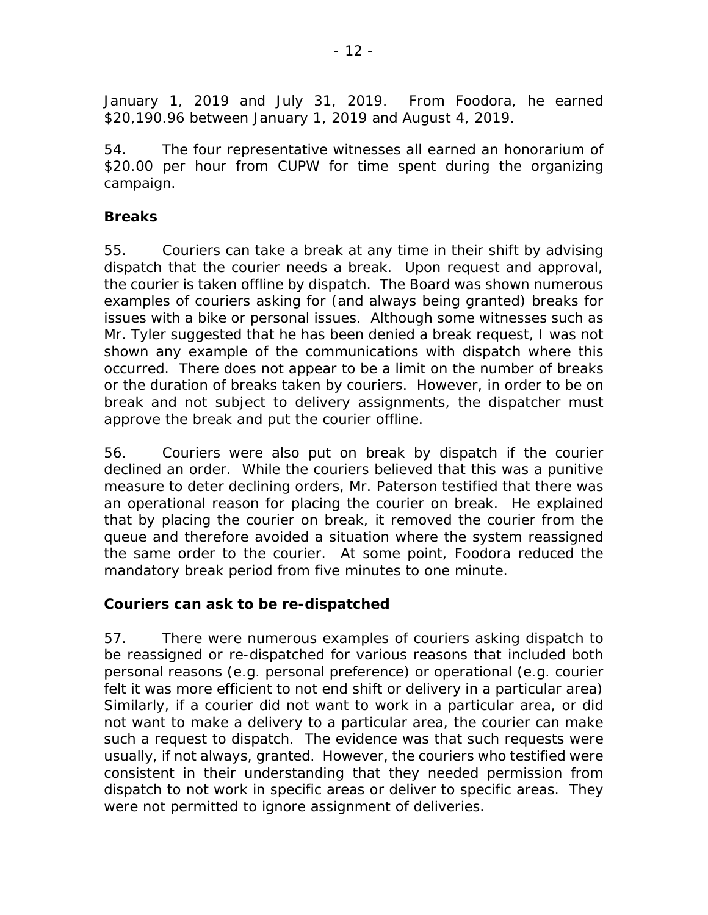January 1, 2019 and July 31, 2019. From Foodora, he earned $20,190.96 between January 1, 2019 and August 4, 2019.

54. The four representative witnesses all earned an honorarium of $20.00 per hour from CUPW for time spent during the organizing campaign.

**Breaks**

55. Couriers can take a break at any time in their shift by advising dispatch that the courier needs a break. Upon request and approval, the courier is taken offline by dispatch. The Board was shown numerous examples of couriers asking for (and always being granted) breaks for issues with a bike or personal issues. Although some witnesses such as Mr. Tyler suggested that he has been denied a break request, I was not shown any example of the communications with dispatch where this occurred. There does not appear to be a limit on the number of breaks or the duration of breaks taken by couriers. However, in order to be on break and not subject to delivery assignments, the dispatcher must approve the break and put the courier offline.

56. Couriers were also put on break by dispatch if the courier declined an order. While the couriers believed that this was a punitive measure to deter declining orders, Mr. Paterson testified that there was an operational reason for placing the courier on break. He explained that by placing the courier on break, it removed the courier from the queue and therefore avoided a situation where the system reassigned the same order to the courier. At some point, Foodora reduced the mandatory break period from five minutes to one minute.

**Couriers can ask to be re-dispatched**

57. There were numerous examples of couriers asking dispatch to be reassigned or re-dispatched for various reasons that included both personal reasons (e.g. personal preference) or operational (e.g. courier felt it was more efficient to not end shift or delivery in a particular area) Similarly, if a courier did not want to work in a particular area, or did not want to make a delivery to a particular area, the courier can make such a request to dispatch. The evidence was that such requests were usually, if not always, granted. However, the couriers who testified were consistent in their understanding that they needed permission from dispatch to not work in specific areas or deliver to specific areas. They were not permitted to ignore assignment of deliveries.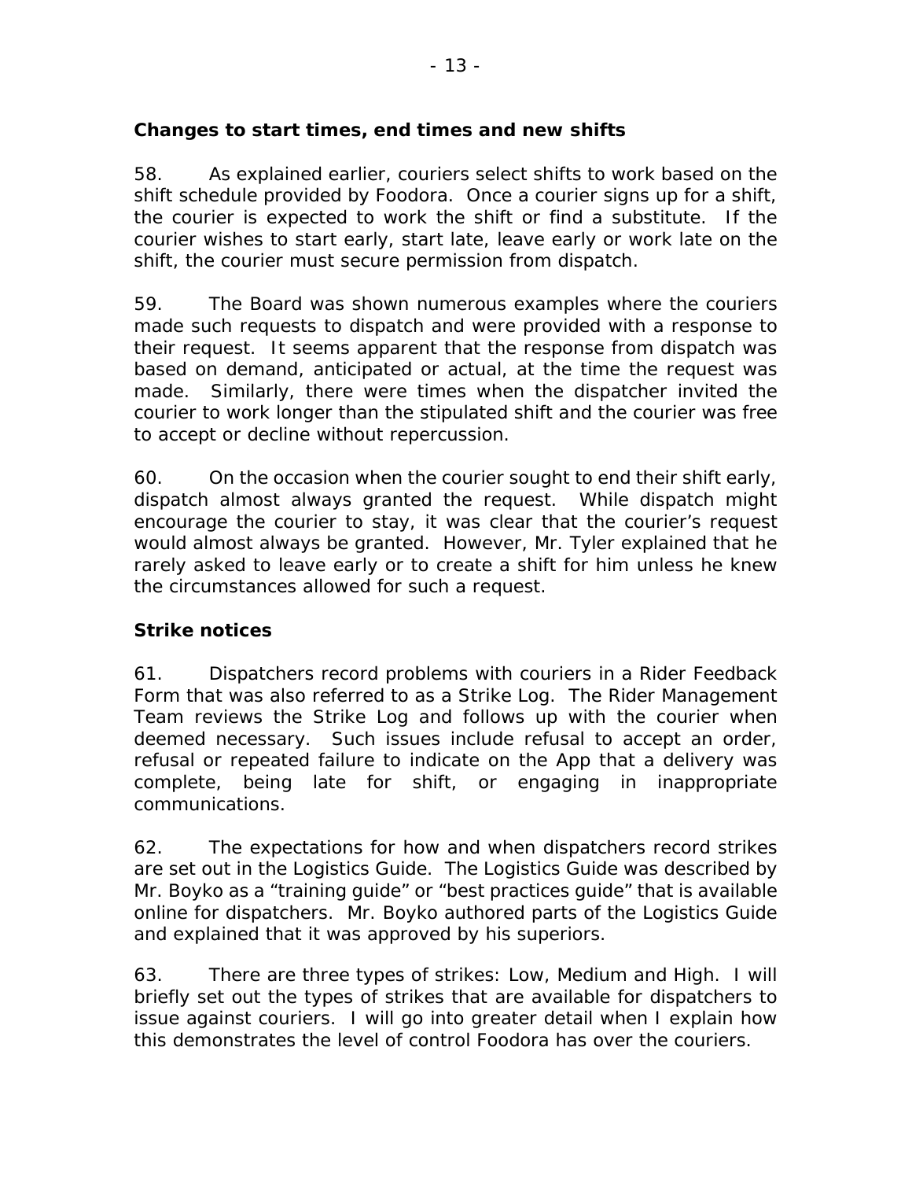### Changes to start times, end times and new shifts

58. As explained earlier, couriers select shifts to work based on the shift schedule provided by Foodora. Once a courier signs up for a shift, the courier is expected to work the shift or find a substitute. If the courier wishes to start early, start late, leave early or work late on the shift, the courier must secure permission from dispatch.

59. The Board was shown numerous examples where the couriers made such requests to dispatch and were provided with a response to their request. It seems apparent that the response from dispatch was based on demand, anticipated or actual, at the time the request was made. Similarly, there were times when the dispatcher invited the courier to work longer than the stipulated shift and the courier was free to accept or decline without repercussion.

60. On the occasion when the courier sought to end their shift early, dispatch almost always granted the request. While dispatch might encourage the courier to stay, it was clear that the courier's request would almost always be granted. However, Mr. Tyler explained that he rarely asked to leave early or to create a shift for him unless he knew the circumstances allowed for such a request.

### Strike notices

61. Dispatchers record problems with couriers in a Rider Feedback Form that was also referred to as a Strike Log. The Rider Management Team reviews the Strike Log and follows up with the courier when deemed necessary. Such issues include refusal to accept an order, refusal or repeated failure to indicate on the App that a delivery was complete, being late for shift, or engaging in inappropriate communications.

62. The expectations for how and when dispatchers record strikes are set out in the Logistics Guide. The Logistics Guide was described by Mr. Boyko as a "training guide" or "best practices guide" that is available online for dispatchers. Mr. Boyko authored parts of the Logistics Guide and explained that it was approved by his superiors.

63. There are three types of strikes: Low, Medium and High. I will briefly set out the types of strikes that are available for dispatchers to issue against couriers. I will go into greater detail when I explain how this demonstrates the level of control Foodora has over the couriers.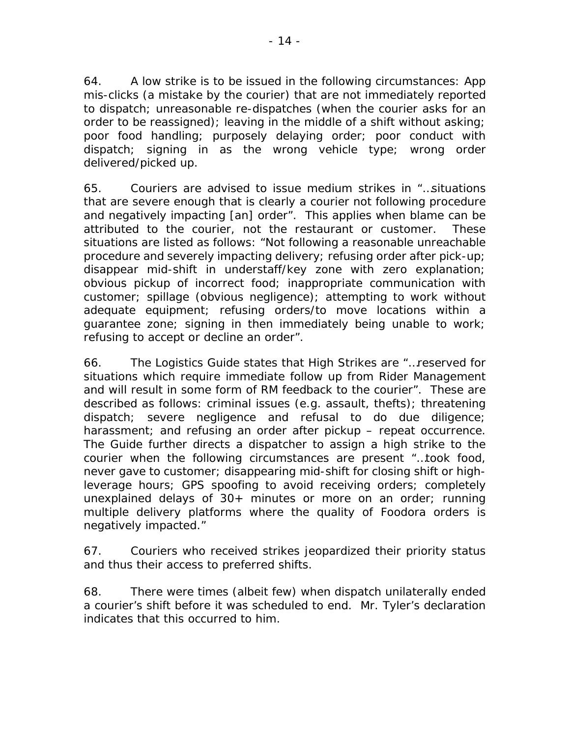64. A low strike is to be issued in the following circumstances: App mis-clicks (a mistake by the courier) that are not immediately reported to dispatch; unreasonable re-dispatches (when the courier asks for an order to be reassigned); leaving in the middle of a shift without asking; poor food handling; purposely delaying order; poor conduct with dispatch; signing in as the wrong vehicle type; wrong order delivered/picked up.

65. Couriers are advised to issue medium strikes in "…situations that are severe enough that is clearly a courier not following procedure and negatively impacting [an] order". This applies when blame can be attributed to the courier, not the restaurant or customer. These situations are listed as follows: "Not following a reasonable unreachable procedure and severely impacting delivery; refusing order after pick-up; disappear mid-shift in understaff/key zone with zero explanation; obvious pickup of incorrect food; inappropriate communication with customer; spillage (obvious negligence); attempting to work without adequate equipment; refusing orders/to move locations within a guarantee zone; signing in then immediately being unable to work; refusing to accept or decline an order".

66. The Logistics Guide states that High Strikes are "…reserved for situations which require immediate follow up from Rider Management and will result in some form of RM feedback to the courier". These are described as follows: criminal issues (e.g. assault, thefts); threatening dispatch; severe negligence and refusal to do due diligence; harassment; and refusing an order after pickup – repeat occurrence. The Guide further directs a dispatcher to assign a high strike to the courier when the following circumstances are present "…took food, never gave to customer; disappearing mid-shift for closing shift or high-leverage hours; GPS spoofing to avoid receiving orders; completely unexplained delays of 30+ minutes or more on an order; running multiple delivery platforms where the quality of Foodora orders is negatively impacted."

67. Couriers who received strikes jeopardized their priority status and thus their access to preferred shifts.

68. There were times (albeit few) when dispatch unilaterally ended a courier's shift before it was scheduled to end. Mr. Tyler's declaration indicates that this occurred to him.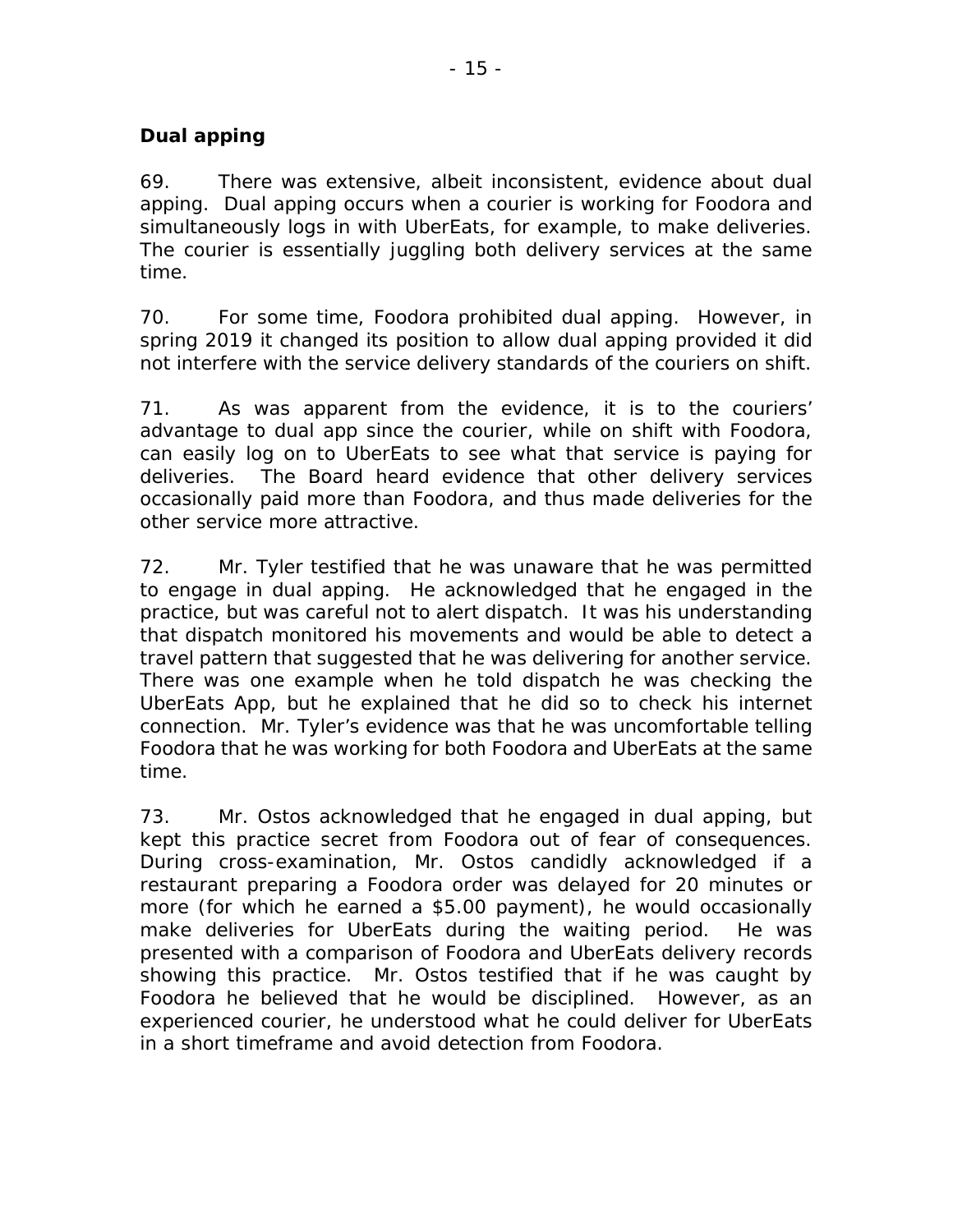## Dual apping

69. There was extensive, albeit inconsistent, evidence about dual apping. Dual apping occurs when a courier is working for Foodora and simultaneously logs in with UberEats, for example, to make deliveries. The courier is essentially juggling both delivery services at the same time.

70. For some time, Foodora prohibited dual apping. However, in spring 2019 it changed its position to allow dual apping provided it did not interfere with the service delivery standards of the couriers on shift.

71. As was apparent from the evidence, it is to the couriers' advantage to dual app since the courier, while on shift with Foodora, can easily log on to UberEats to see what that service is paying for deliveries. The Board heard evidence that other delivery services occasionally paid more than Foodora, and thus made deliveries for the other service more attractive.

72. Mr. Tyler testified that he was unaware that he was permitted to engage in dual apping. He acknowledged that he engaged in the practice, but was careful not to alert dispatch. It was his understanding that dispatch monitored his movements and would be able to detect a travel pattern that suggested that he was delivering for another service. There was one example when he told dispatch he was checking the UberEats App, but he explained that he did so to check his internet connection. Mr. Tyler's evidence was that he was uncomfortable telling Foodora that he was working for both Foodora and UberEats at the same time.

73. Mr. Ostos acknowledged that he engaged in dual apping, but kept this practice secret from Foodora out of fear of consequences. During cross-examination, Mr. Ostos candidly acknowledged if a restaurant preparing a Foodora order was delayed for 20 minutes or more (for which he earned a $5.00 payment), he would occasionally make deliveries for UberEats during the waiting period. He was presented with a comparison of Foodora and UberEats delivery records showing this practice. Mr. Ostos testified that if he was caught by Foodora he believed that he would be disciplined. However, as an experienced courier, he understood what he could deliver for UberEats in a short timeframe and avoid detection from Foodora.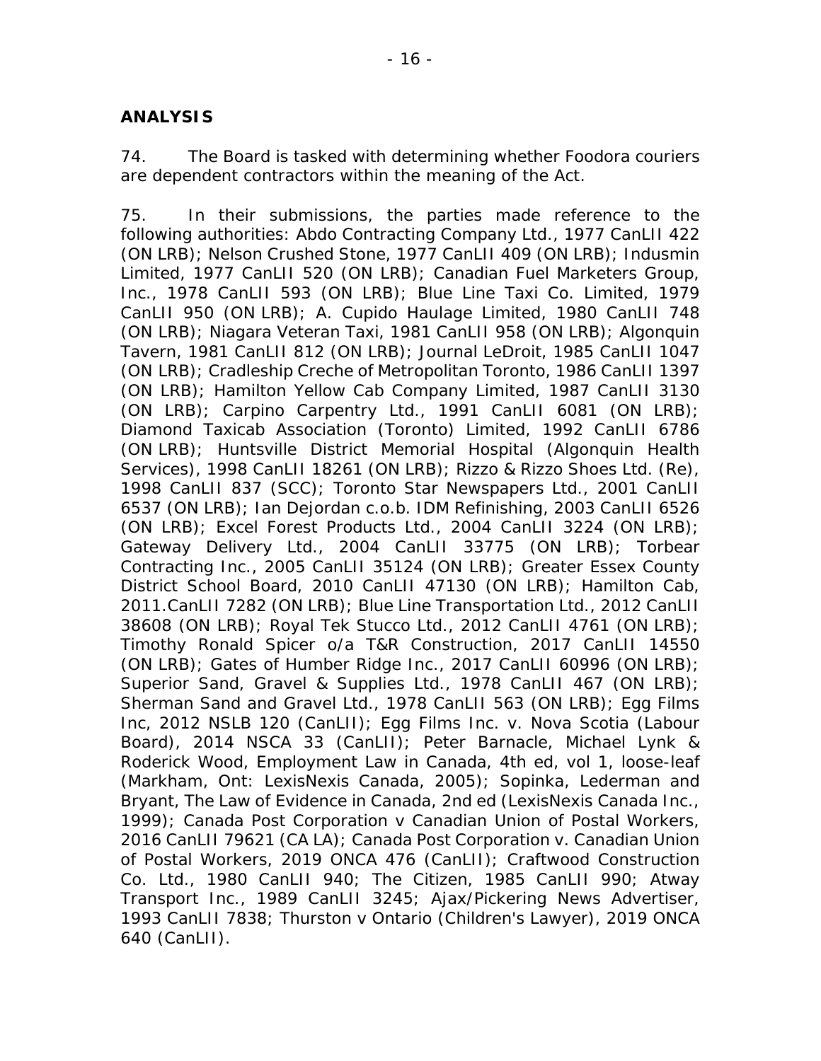## ANALYSIS

74. The Board is tasked with determining whether Foodora couriers are dependent contractors within the meaning of the Act.

75. In their submissions, the parties made reference to the following authorities: Abdo Contracting Company Ltd., 1977 CanLII 422 (ON LRB); Nelson Crushed Stone, 1977 CanLII 409 (ON LRB); Indusmin Limited, 1977 CanLII 520 (ON LRB); Canadian Fuel Marketers Group, Inc., 1978 CanLII 593 (ON LRB); Blue Line Taxi Co. Limited, 1979 CanLII 950 (ON LRB); A. Cupido Haulage Limited, 1980 CanLII 748 (ON LRB); Niagara Veteran Taxi, 1981 CanLII 958 (ON LRB); Algonquin Tavern, 1981 CanLII 812 (ON LRB); Journal LeDroit, 1985 CanLII 1047 (ON LRB); Cradleship Creche of Metropolitan Toronto, 1986 CanLII 1397 (ON LRB); Hamilton Yellow Cab Company Limited, 1987 CanLII 3130 (ON LRB); Carpino Carpentry Ltd., 1991 CanLII 6081 (ON LRB); Diamond Taxicab Association (Toronto) Limited, 1992 CanLII 6786 (ON LRB); Huntsville District Memorial Hospital (Algonquin Health Services), 1998 CanLII 18261 (ON LRB); Rizzo & Rizzo Shoes Ltd. (Re), 1998 CanLII 837 (SCC); Toronto Star Newspapers Ltd., 2001 CanLII 6537 (ON LRB); Ian Dejordan c.o.b. IDM Refinishing, 2003 CanLII 6526 (ON LRB); Excel Forest Products Ltd., 2004 CanLII 3224 (ON LRB); Gateway Delivery Ltd., 2004 CanLII 33775 (ON LRB); Torbear Contracting Inc., 2005 CanLII 35124 (ON LRB); Greater Essex County District School Board, 2010 CanLII 47130 (ON LRB); Hamilton Cab, 2011.CanLII 7282 (ON LRB); Blue Line Transportation Ltd., 2012 CanLII 38608 (ON LRB); Royal Tek Stucco Ltd., 2012 CanLII 4761 (ON LRB); Timothy Ronald Spicer o/a T&R Construction, 2017 CanLII 14550 (ON LRB); Gates of Humber Ridge Inc., 2017 CanLII 60996 (ON LRB); Superior Sand, Gravel & Supplies Ltd., 1978 CanLII 467 (ON LRB); Sherman Sand and Gravel Ltd., 1978 CanLII 563 (ON LRB); Egg Films Inc, 2012 NSLB 120 (CanLII); Egg Films Inc. v. Nova Scotia (Labour Board), 2014 NSCA 33 (CanLII); Peter Barnacle, Michael Lynk & Roderick Wood, Employment Law in Canada, 4th ed, vol 1, loose-leaf (Markham, Ont: LexisNexis Canada, 2005); Sopinka, Lederman and Bryant, The Law of Evidence in Canada, 2nd ed (LexisNexis Canada Inc., 1999); Canada Post Corporation v Canadian Union of Postal Workers, 2016 CanLII 79621 (CA LA); Canada Post Corporation v. Canadian Union of Postal Workers, 2019 ONCA 476 (CanLII); Craftwood Construction Co. Ltd., 1980 CanLII 940; The Citizen, 1985 CanLII 990; Atway Transport Inc., 1989 CanLII 3245; Ajax/Pickering News Advertiser, 1993 CanLII 7838; Thurston v Ontario (Children's Lawyer), 2019 ONCA 640 (CanLII).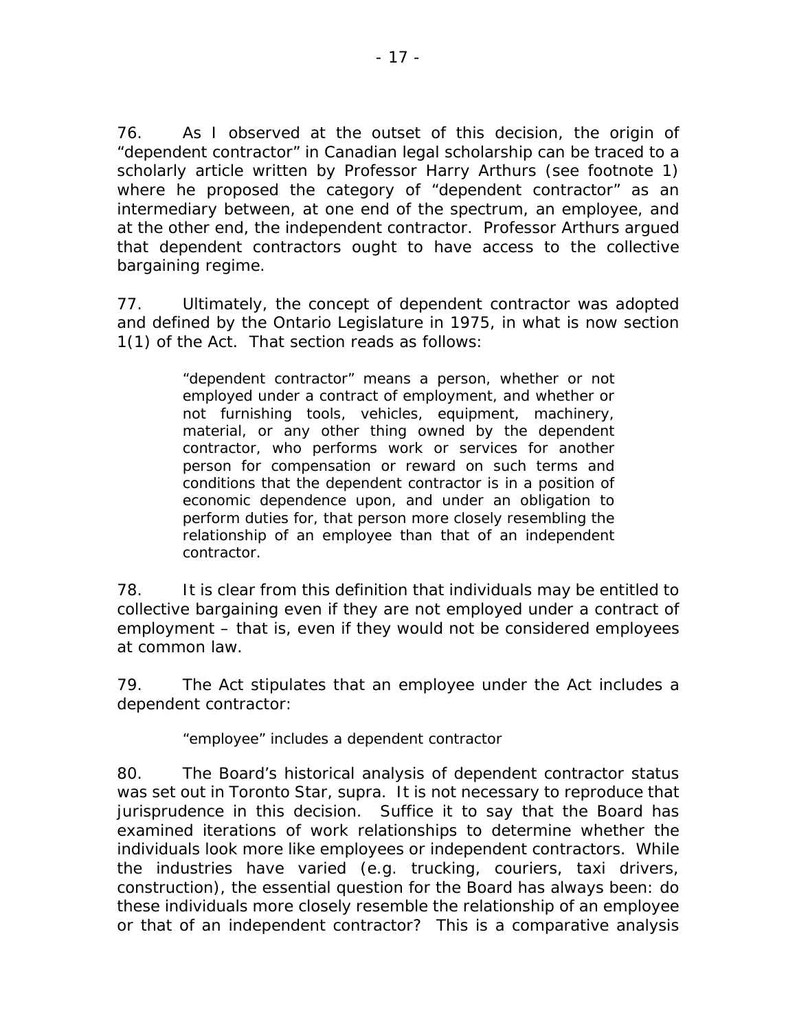76. As I observed at the outset of this decision, the origin of “dependent contractor” in Canadian legal scholarship can be traced to a scholarly article written by Professor Harry Arthurs (see footnote 1) where he proposed the category of “dependent contractor” as an intermediary between, at one end of the spectrum, an employee, and at the other end, the independent contractor. Professor Arthurs argued that dependent contractors ought to have access to the collective bargaining regime.

77. Ultimately, the concept of dependent contractor was adopted and defined by the Ontario Legislature in 1975, in what is now section 1(1) of the Act. That section reads as follows:

> “dependent contractor” means a person, whether or not employed under a contract of employment, and whether or not furnishing tools, vehicles, equipment, machinery, material, or any other thing owned by the dependent contractor, who performs work or services for another person for compensation or reward on such terms and conditions that the dependent contractor is in a position of economic dependence upon, and under an obligation to perform duties for, that person more closely resembling the relationship of an employee than that of an independent contractor.

78. It is clear from this definition that individuals may be entitled to collective bargaining even if they are not employed under a contract of employment – that is, even if they would not be considered employees at common law.

79. The Act stipulates that an employee under the Act includes a dependent contractor:

> “employee” includes a dependent contractor

80. The Board’s historical analysis of dependent contractor status was set out in Toronto Star, supra. It is not necessary to reproduce that jurisprudence in this decision. Suffice it to say that the Board has examined iterations of work relationships to determine whether the individuals look more like employees or independent contractors. While the industries have varied (e.g. trucking, couriers, taxi drivers, construction), the essential question for the Board has always been: do these individuals more closely resemble the relationship of an employee or that of an independent contractor? This is a comparative analysis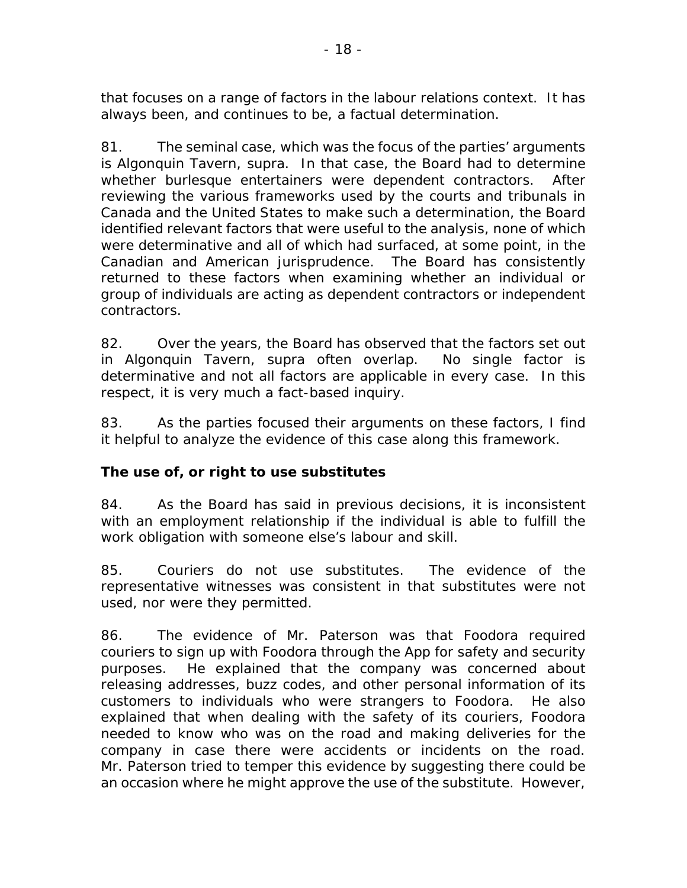that focuses on a range of factors in the labour relations context. It has always been, and continues to be, a factual determination.

81. The seminal case, which was the focus of the parties' arguments is Algonquin Tavern, supra. In that case, the Board had to determine whether burlesque entertainers were dependent contractors. After reviewing the various frameworks used by the courts and tribunals in Canada and the United States to make such a determination, the Board identified relevant factors that were useful to the analysis, none of which were determinative and all of which had surfaced, at some point, in the Canadian and American jurisprudence. The Board has consistently returned to these factors when examining whether an individual or group of individuals are acting as dependent contractors or independent contractors.

82. Over the years, the Board has observed that the factors set out in Algonquin Tavern, supra often overlap. No single factor is determinative and not all factors are applicable in every case. In this respect, it is very much a fact-based inquiry.

83. As the parties focused their arguments on these factors, I find it helpful to analyze the evidence of this case along this framework.

**The use of, or right to use substitutes**

84. As the Board has said in previous decisions, it is inconsistent with an employment relationship if the individual is able to fulfill the work obligation with someone else's labour and skill.

85. Couriers do not use substitutes. The evidence of the representative witnesses was consistent in that substitutes were not used, nor were they permitted.

86. The evidence of Mr. Paterson was that Foodora required couriers to sign up with Foodora through the App for safety and security purposes. He explained that the company was concerned about releasing addresses, buzz codes, and other personal information of its customers to individuals who were strangers to Foodora. He also explained that when dealing with the safety of its couriers, Foodora needed to know who was on the road and making deliveries for the company in case there were accidents or incidents on the road. Mr. Paterson tried to temper this evidence by suggesting there could be an occasion where he might approve the use of the substitute. However,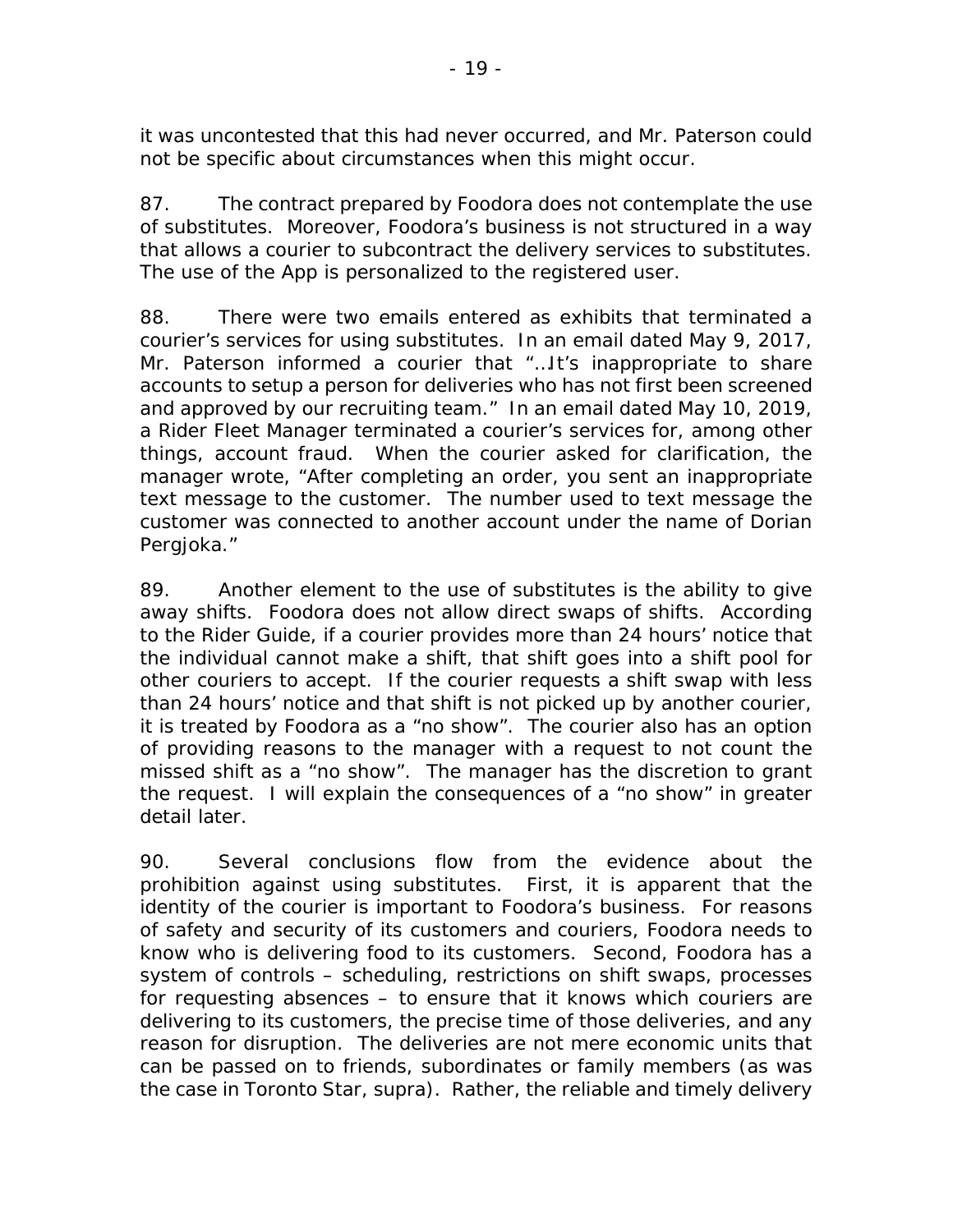it was uncontested that this had never occurred, and Mr. Paterson could not be specific about circumstances when this might occur.

87. The contract prepared by Foodora does not contemplate the use of substitutes. Moreover, Foodora's business is not structured in a way that allows a courier to subcontract the delivery services to substitutes. The use of the App is personalized to the registered user.

88. There were two emails entered as exhibits that terminated a courier's services for using substitutes. In an email dated May 9, 2017, Mr. Paterson informed a courier that "…It's inappropriate to share accounts to setup a person for deliveries who has not first been screened and approved by our recruiting team." In an email dated May 10, 2019, a Rider Fleet Manager terminated a courier's services for, among other things, account fraud. When the courier asked for clarification, the manager wrote, "After completing an order, you sent an inappropriate text message to the customer. The number used to text message the customer was connected to another account under the name of Dorian Pergjoka."

89. Another element to the use of substitutes is the ability to give away shifts. Foodora does not allow direct swaps of shifts. According to the Rider Guide, if a courier provides more than 24 hours' notice that the individual cannot make a shift, that shift goes into a shift pool for other couriers to accept. If the courier requests a shift swap with less than 24 hours' notice and that shift is not picked up by another courier, it is treated by Foodora as a "no show". The courier also has an option of providing reasons to the manager with a request to not count the missed shift as a "no show". The manager has the discretion to grant the request. I will explain the consequences of a "no show" in greater detail later.

90. Several conclusions flow from the evidence about the prohibition against using substitutes. First, it is apparent that the identity of the courier is important to Foodora's business. For reasons of safety and security of its customers and couriers, Foodora needs to know who is delivering food to its customers. Second, Foodora has a system of controls – scheduling, restrictions on shift swaps, processes for requesting absences – to ensure that it knows which couriers are delivering to its customers, the precise time of those deliveries, and any reason for disruption. The deliveries are not mere economic units that can be passed on to friends, subordinates or family members (as was the case in *Toronto Star*, *supra*). Rather, the reliable and timely delivery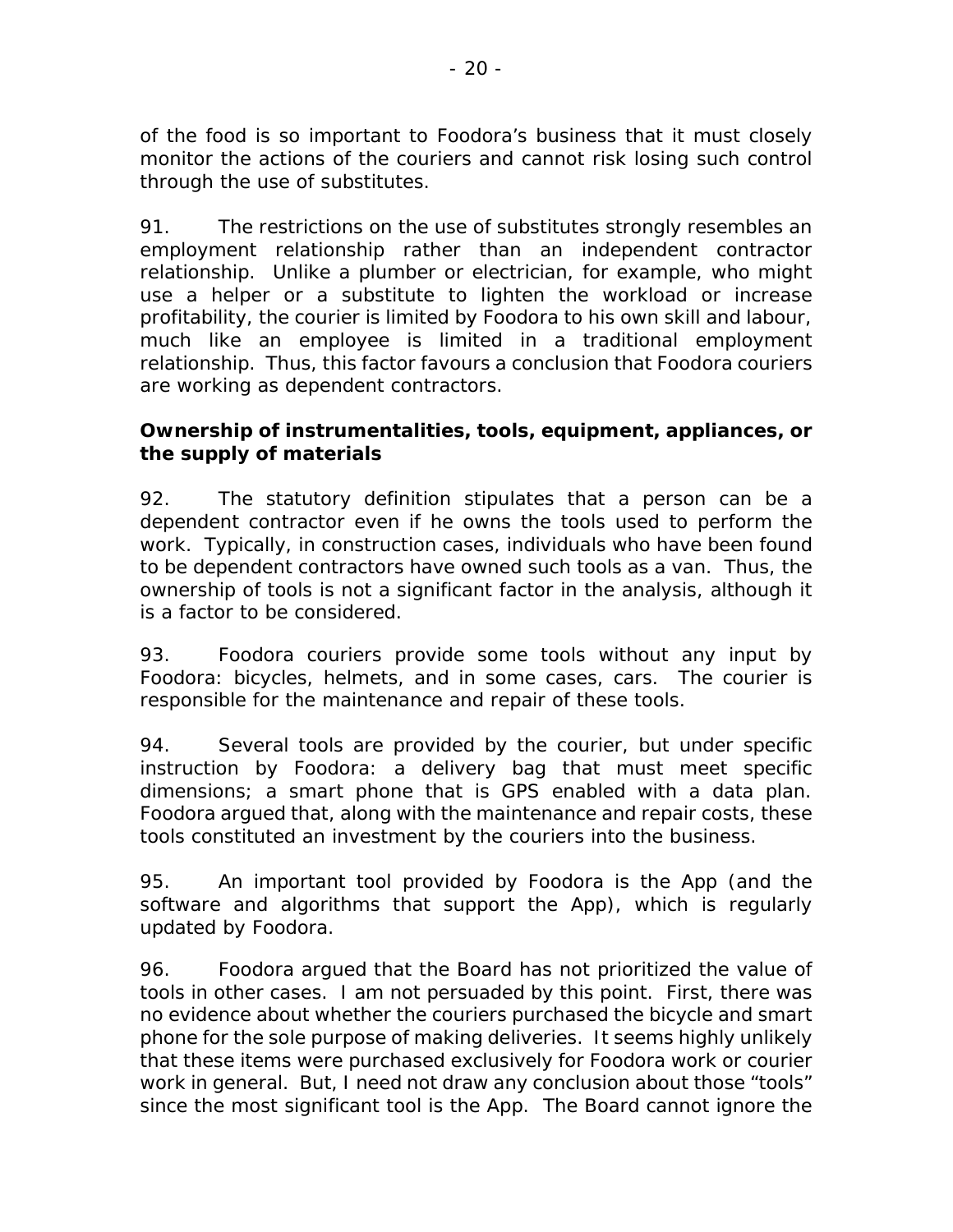of the food is so important to Foodora's business that it must closely monitor the actions of the couriers and cannot risk losing such control through the use of substitutes.

91. The restrictions on the use of substitutes strongly resembles an employment relationship rather than an independent contractor relationship. Unlike a plumber or electrician, for example, who might use a helper or a substitute to lighten the workload or increase profitability, the courier is limited by Foodora to his own skill and labour, much like an employee is limited in a traditional employment relationship. Thus, this factor favours a conclusion that Foodora couriers are working as dependent contractors.

**Ownership of instrumentalities, tools, equipment, appliances, or the supply of materials**

92. The statutory definition stipulates that a person can be a dependent contractor even if he owns the tools used to perform the work. Typically, in construction cases, individuals who have been found to be dependent contractors have owned such tools as a van. Thus, the ownership of tools is not a significant factor in the analysis, although it is a factor to be considered.

93. Foodora couriers provide some tools without any input by Foodora: bicycles, helmets, and in some cases, cars. The courier is responsible for the maintenance and repair of these tools.

94. Several tools are provided by the courier, but under specific instruction by Foodora: a delivery bag that must meet specific dimensions; a smart phone that is GPS enabled with a data plan. Foodora argued that, along with the maintenance and repair costs, these tools constituted an investment by the couriers into the business.

95. An important tool provided by Foodora is the App (and the software and algorithms that support the App), which is regularly updated by Foodora.

96. Foodora argued that the Board has not prioritized the value of tools in other cases. I am not persuaded by this point. First, there was no evidence about whether the couriers purchased the bicycle and smart phone for the sole purpose of making deliveries. It seems highly unlikely that these items were purchased exclusively for Foodora work or courier work in general. But, I need not draw any conclusion about those "tools" since the most significant tool is the App. The Board cannot ignore the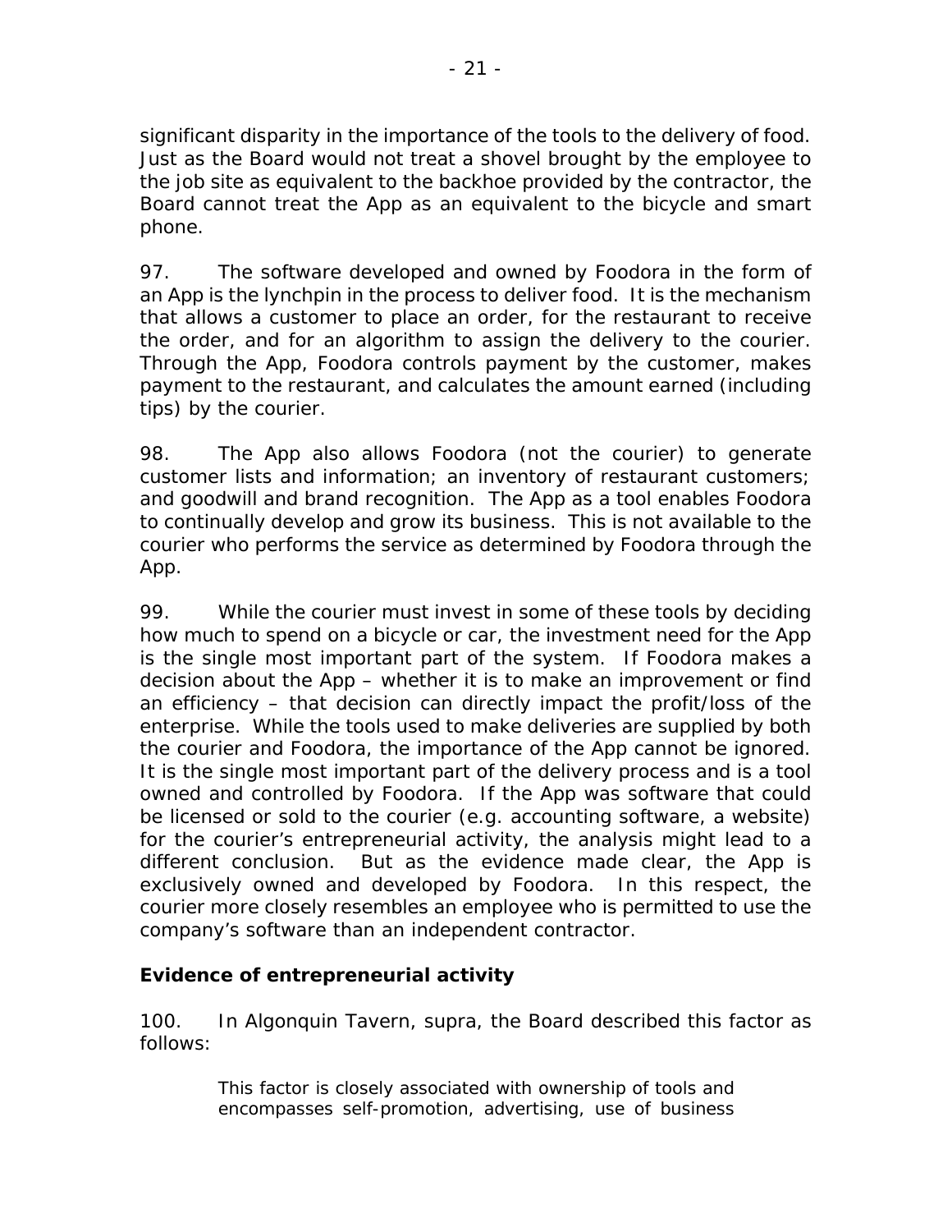significant disparity in the importance of the tools to the delivery of food. Just as the Board would not treat a shovel brought by the employee to the job site as equivalent to the backhoe provided by the contractor, the Board cannot treat the App as an equivalent to the bicycle and smart phone.

97. The software developed and owned by Foodora in the form of an App is the lynchpin in the process to deliver food. It is the mechanism that allows a customer to place an order, for the restaurant to receive the order, and for an algorithm to assign the delivery to the courier. Through the App, Foodora controls payment by the customer, makes payment to the restaurant, and calculates the amount earned (including tips) by the courier.

98. The App also allows Foodora (not the courier) to generate customer lists and information; an inventory of restaurant customers; and goodwill and brand recognition. The App as a tool enables Foodora to continually develop and grow its business. This is not available to the courier who performs the service as determined by Foodora through the App.

99. While the courier must invest in some of these tools by deciding how much to spend on a bicycle or car, the investment need for the App is the single most important part of the system. If Foodora makes a decision about the App – whether it is to make an improvement or find an efficiency – that decision can directly impact the profit/loss of the enterprise. While the tools used to make deliveries are supplied by both the courier and Foodora, the importance of the App cannot be ignored. It is the single most important part of the delivery process and is a tool owned and controlled by Foodora. If the App was software that could be licensed or sold to the courier (e.g. accounting software, a website) for the courier's entrepreneurial activity, the analysis might lead to a different conclusion. But as the evidence made clear, the App is exclusively owned and developed by Foodora. In this respect, the courier more closely resembles an employee who is permitted to use the company's software than an independent contractor.

### Evidence of entrepreneurial activity

100. In Algonquin Tavern, supra, the Board described this factor as follows:

> This factor is closely associated with ownership of tools and encompasses self-promotion, advertising, use of business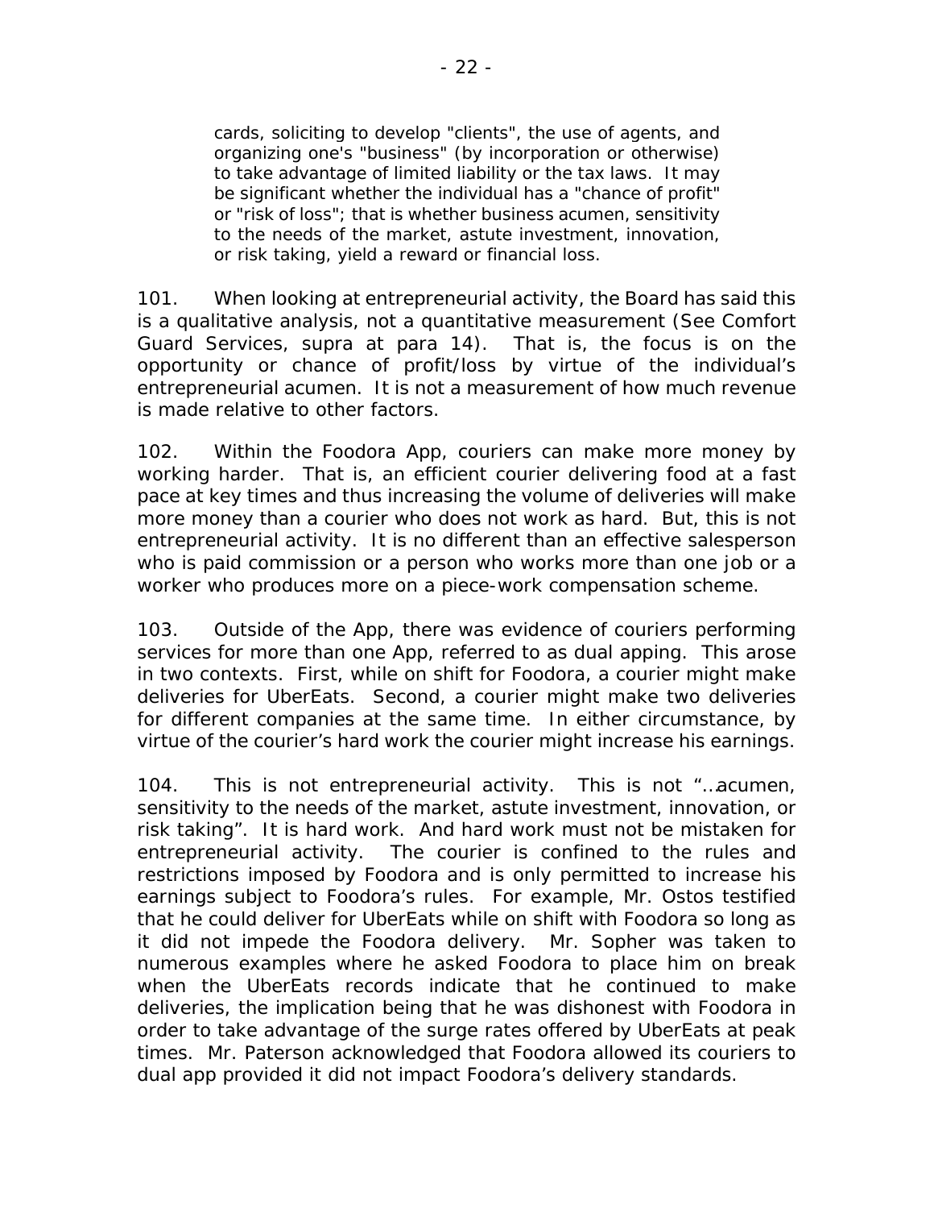> cards, soliciting to develop "clients", the use of agents, and organizing one's "business" (by incorporation or otherwise) to take advantage of limited liability or the tax laws. It may be significant whether the individual has a "chance of profit" or "risk of loss"; that is whether business acumen, sensitivity to the needs of the market, astute investment, innovation, or risk taking, yield a reward or financial loss.

101. When looking at entrepreneurial activity, the Board has said this is a qualitative analysis, not a quantitative measurement (See Comfort Guard Services, supra at para 14). That is, the focus is on the opportunity or chance of profit/loss by virtue of the individual's entrepreneurial acumen. It is not a measurement of how much revenue is made relative to other factors.

102. Within the Foodora App, couriers can make more money by working harder. That is, an efficient courier delivering food at a fast pace at key times and thus increasing the volume of deliveries will make more money than a courier who does not work as hard. But, this is not entrepreneurial activity. It is no different than an effective salesperson who is paid commission or a person who works more than one job or a worker who produces more on a piece-work compensation scheme.

103. Outside of the App, there was evidence of couriers performing services for more than one App, referred to as dual apping. This arose in two contexts. First, while on shift for Foodora, a courier might make deliveries for UberEats. Second, a courier might make two deliveries for different companies at the same time. In either circumstance, by virtue of the courier's hard work the courier might increase his earnings.

104. This is not entrepreneurial activity. This is not "…acumen, sensitivity to the needs of the market, astute investment, innovation, or risk taking". It is hard work. And hard work must not be mistaken for entrepreneurial activity. The courier is confined to the rules and restrictions imposed by Foodora and is only permitted to increase his earnings subject to Foodora's rules. For example, Mr. Ostos testified that he could deliver for UberEats while on shift with Foodora so long as it did not impede the Foodora delivery. Mr. Sopher was taken to numerous examples where he asked Foodora to place him on break when the UberEats records indicate that he continued to make deliveries, the implication being that he was dishonest with Foodora in order to take advantage of the surge rates offered by UberEats at peak times. Mr. Paterson acknowledged that Foodora allowed its couriers to dual app provided it did not impact Foodora's delivery standards.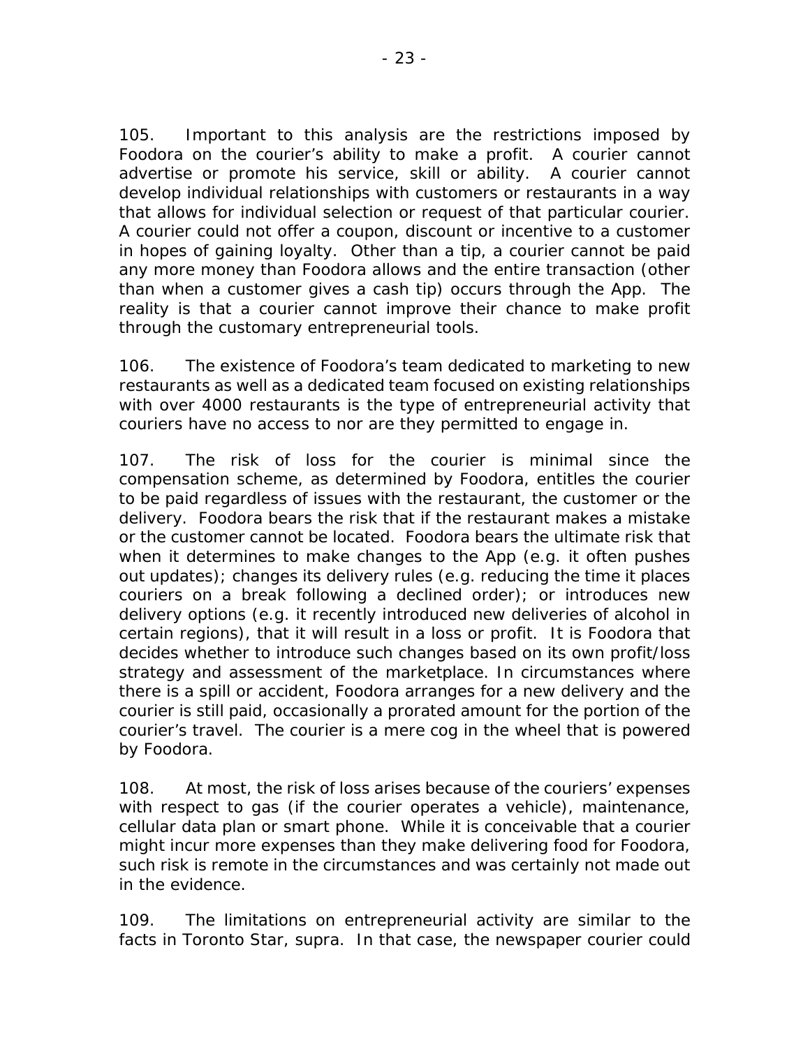105. Important to this analysis are the restrictions imposed by Foodora on the courier's ability to make a profit. A courier cannot advertise or promote his service, skill or ability. A courier cannot develop individual relationships with customers or restaurants in a way that allows for individual selection or request of that particular courier. A courier could not offer a coupon, discount or incentive to a customer in hopes of gaining loyalty. Other than a tip, a courier cannot be paid any more money than Foodora allows and the entire transaction (other than when a customer gives a cash tip) occurs through the App. The reality is that a courier cannot improve their chance to make profit through the customary entrepreneurial tools.

106. The existence of Foodora's team dedicated to marketing to new restaurants as well as a dedicated team focused on existing relationships with over 4000 restaurants is the type of entrepreneurial activity that couriers have no access to nor are they permitted to engage in.

107. The risk of loss for the courier is minimal since the compensation scheme, as determined by Foodora, entitles the courier to be paid regardless of issues with the restaurant, the customer or the delivery. Foodora bears the risk that if the restaurant makes a mistake or the customer cannot be located. Foodora bears the ultimate risk that when it determines to make changes to the App (e.g. it often pushes out updates); changes its delivery rules (e.g. reducing the time it places couriers on a break following a declined order); or introduces new delivery options (e.g. it recently introduced new deliveries of alcohol in certain regions), that it will result in a loss or profit. It is Foodora that decides whether to introduce such changes based on its own profit/loss strategy and assessment of the marketplace. In circumstances where there is a spill or accident, Foodora arranges for a new delivery and the courier is still paid, occasionally a prorated amount for the portion of the courier's travel. The courier is a mere cog in the wheel that is powered by Foodora.

108. At most, the risk of loss arises because of the couriers' expenses with respect to gas (if the courier operates a vehicle), maintenance, cellular data plan or smart phone. While it is conceivable that a courier might incur more expenses than they make delivering food for Foodora, such risk is remote in the circumstances and was certainly not made out in the evidence.

109. The limitations on entrepreneurial activity are similar to the facts in *Toronto Star*, *supra*. In that case, the newspaper courier could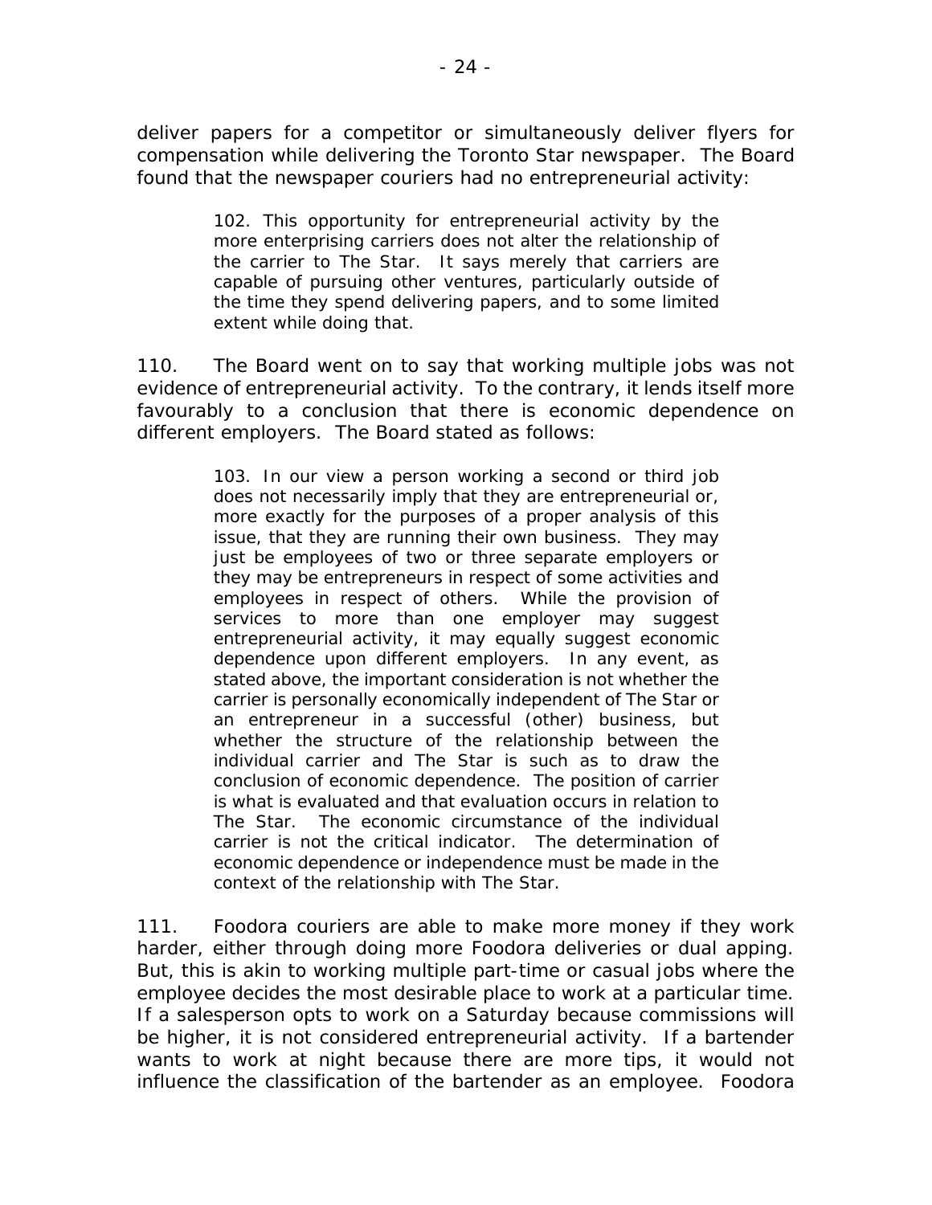deliver papers for a competitor or simultaneously deliver flyers for compensation while delivering the Toronto Star newspaper. The Board found that the newspaper couriers had no entrepreneurial activity:

> 102. This opportunity for entrepreneurial activity by the more enterprising carriers does not alter the relationship of the carrier to The Star. It says merely that carriers are capable of pursuing other ventures, particularly outside of the time they spend delivering papers, and to some limited extent while doing that.

110. The Board went on to say that working multiple jobs was not evidence of entrepreneurial activity. To the contrary, it lends itself more favourably to a conclusion that there is economic dependence on different employers. The Board stated as follows:

> 103. In our view a person working a second or third job does not necessarily imply that they are entrepreneurial or, more exactly for the purposes of a proper analysis of this issue, that they are running their own business. They may just be employees of two or three separate employers or they may be entrepreneurs in respect of some activities and employees in respect of others. While the provision of services to more than one employer may suggest entrepreneurial activity, it may equally suggest economic dependence upon different employers. In any event, as stated above, the important consideration is not whether the carrier is personally economically independent of The Star or an entrepreneur in a successful (other) business, but whether the structure of the relationship between the individual carrier and The Star is such as to draw the conclusion of economic dependence. The position of carrier is what is evaluated and that evaluation occurs in relation to The Star. The economic circumstance of the individual carrier is not the critical indicator. The determination of economic dependence or independence must be made in the context of the relationship with The Star.

111. Foodora couriers are able to make more money if they work harder, either through doing more Foodora deliveries or dual apping. But, this is akin to working multiple part-time or casual jobs where the employee decides the most desirable place to work at a particular time. If a salesperson opts to work on a Saturday because commissions will be higher, it is not considered entrepreneurial activity. If a bartender wants to work at night because there are more tips, it would not influence the classification of the bartender as an employee. Foodora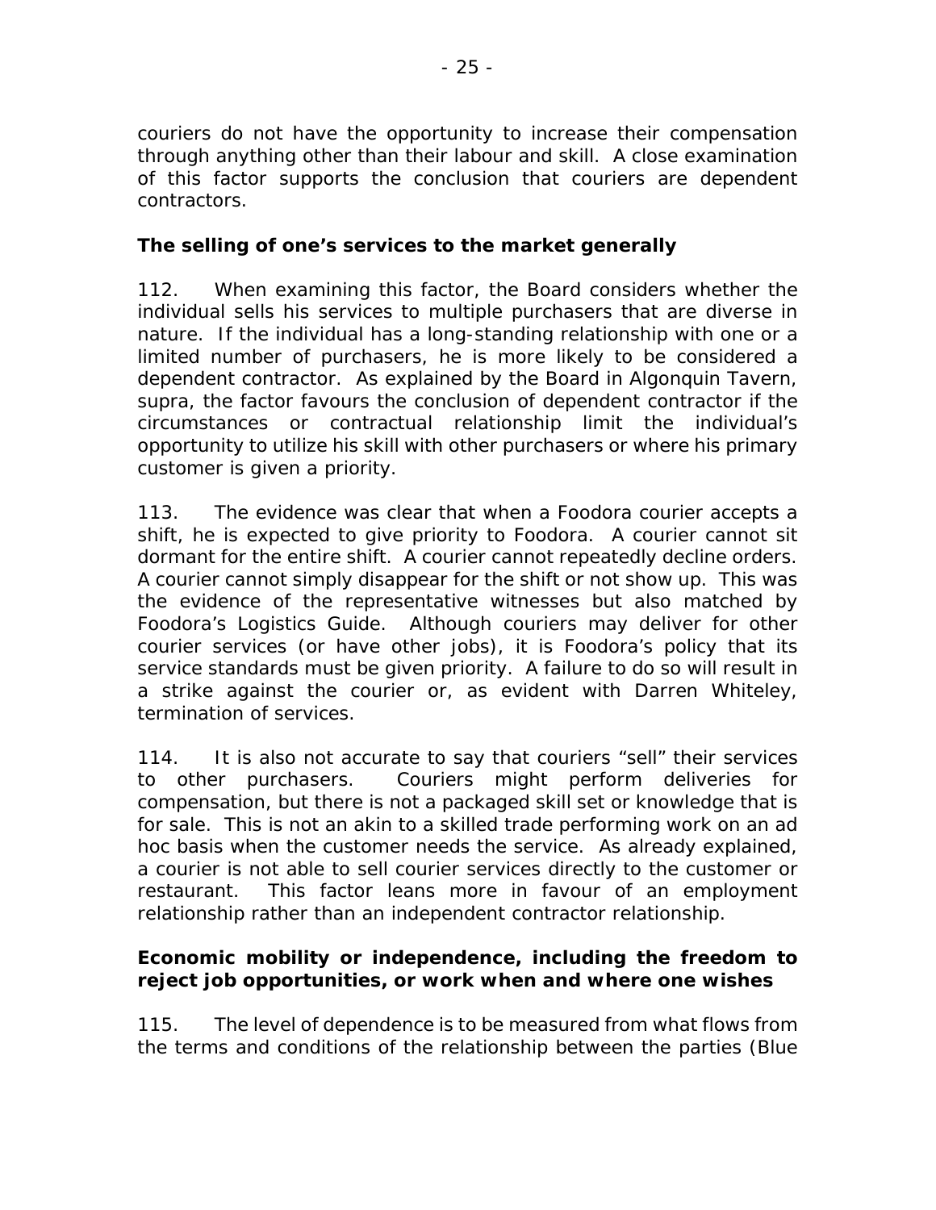couriers do not have the opportunity to increase their compensation through anything other than their labour and skill. A close examination of this factor supports the conclusion that couriers are dependent contractors.

**The selling of one's services to the market generally**

112. When examining this factor, the Board considers whether the individual sells his services to multiple purchasers that are diverse in nature. If the individual has a long-standing relationship with one or a limited number of purchasers, he is more likely to be considered a dependent contractor. As explained by the Board in Algonquin Tavern, supra, the factor favours the conclusion of dependent contractor if the circumstances or contractual relationship limit the individual's opportunity to utilize his skill with other purchasers or where his primary customer is given a priority.

113. The evidence was clear that when a Foodora courier accepts a shift, he is expected to give priority to Foodora. A courier cannot sit dormant for the entire shift. A courier cannot repeatedly decline orders. A courier cannot simply disappear for the shift or not show up. This was the evidence of the representative witnesses but also matched by Foodora's Logistics Guide. Although couriers may deliver for other courier services (or have other jobs), it is Foodora's policy that its service standards must be given priority. A failure to do so will result in a strike against the courier or, as evident with Darren Whiteley, termination of services.

114. It is also not accurate to say that couriers "sell" their services to other purchasers. Couriers might perform deliveries for compensation, but there is not a packaged skill set or knowledge that is for sale. This is not an akin to a skilled trade performing work on an ad hoc basis when the customer needs the service. As already explained, a courier is not able to sell courier services directly to the customer or restaurant. This factor leans more in favour of an employment relationship rather than an independent contractor relationship.

**Economic mobility or independence, including the freedom to reject job opportunities, or work when and where one wishes**

115. The level of dependence is to be measured from what flows from the terms and conditions of the relationship between the parties (Blue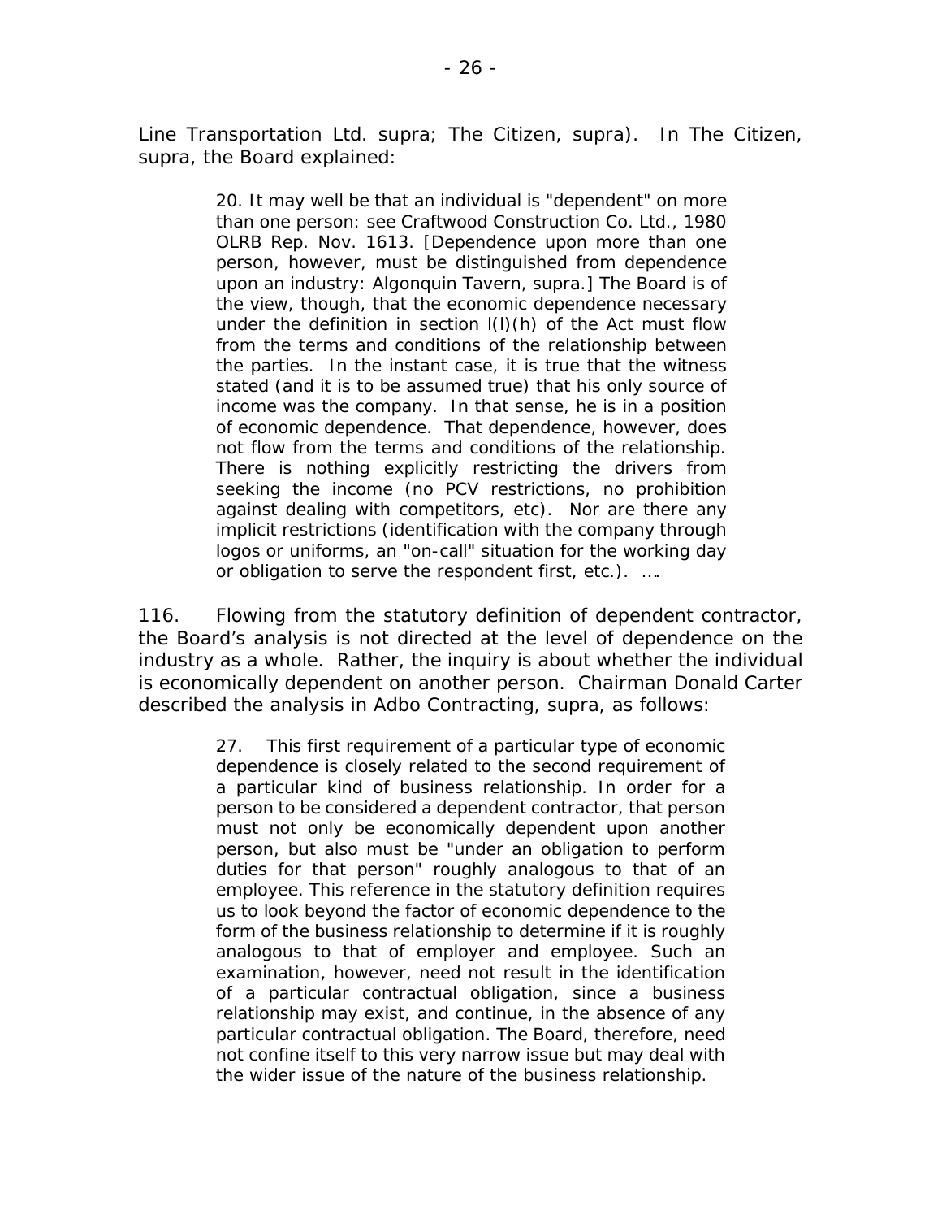Line Transportation Ltd. supra; The Citizen, supra). In The Citizen, supra, the Board explained:

> 20. It may well be that an individual is "dependent" on more than one person: see Craftwood Construction Co. Ltd., 1980 OLRB Rep. Nov. 1613. [Dependence upon more than one person, however, must be distinguished from dependence upon an industry: Algonquin Tavern, supra.] The Board is of the view, though, that the economic dependence necessary under the definition in section l(l)(h) of the Act must flow from the terms and conditions of the relationship between the parties. In the instant case, it is true that the witness stated (and it is to be assumed true) that his only source of income was the company. In that sense, he is in a position of economic dependence. That dependence, however, does not flow from the terms and conditions of the relationship. There is nothing explicitly restricting the drivers from seeking the income (no PCV restrictions, no prohibition against dealing with competitors, etc). Nor are there any implicit restrictions (identification with the company through logos or uniforms, an "on-call" situation for the working day or obligation to serve the respondent first, etc.). ….

116. Flowing from the statutory definition of dependent contractor, the Board's analysis is not directed at the level of dependence on the industry as a whole. Rather, the inquiry is about whether the individual is economically dependent on another person. Chairman Donald Carter described the analysis in Adbo Contracting, supra, as follows:

> 27. This first requirement of a particular type of economic dependence is closely related to the second requirement of a particular kind of business relationship. In order for a person to be considered a dependent contractor, that person must not only be economically dependent upon another person, but also must be "under an obligation to perform duties for that person" roughly analogous to that of an employee. This reference in the statutory definition requires us to look beyond the factor of economic dependence to the form of the business relationship to determine if it is roughly analogous to that of employer and employee. Such an examination, however, need not result in the identification of a particular contractual obligation, since a business relationship may exist, and continue, in the absence of any particular contractual obligation. The Board, therefore, need not confine itself to this very narrow issue but may deal with the wider issue of the nature of the business relationship.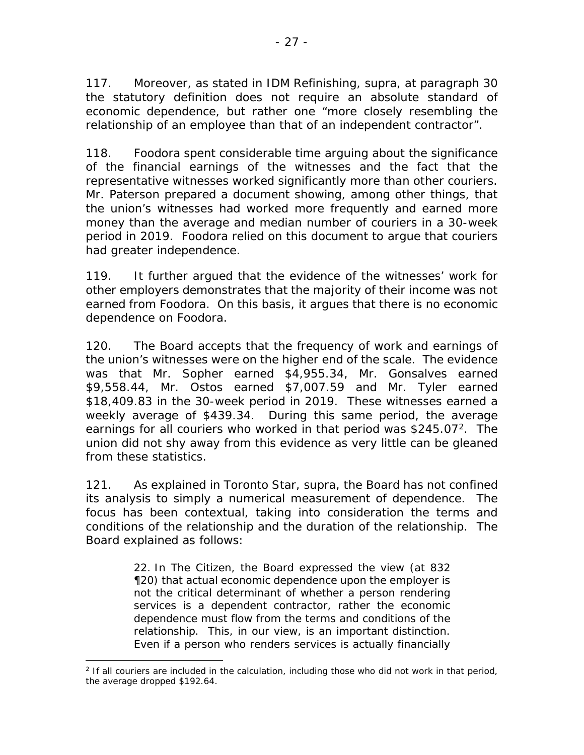117. Moreover, as stated in *IDM Refinishing*, *supra*, at paragraph 30 the statutory definition does not require an absolute standard of economic dependence, but rather one "more closely resembling the relationship of an employee than that of an independent contractor".

118. Foodora spent considerable time arguing about the significance of the financial earnings of the witnesses and the fact that the representative witnesses worked significantly more than other couriers. Mr. Paterson prepared a document showing, among other things, that the union's witnesses had worked more frequently and earned more money than the average and median number of couriers in a 30-week period in 2019. Foodora relied on this document to argue that couriers had greater independence.

119. It further argued that the evidence of the witnesses' work for other employers demonstrates that the majority of their income was not earned from Foodora. On this basis, it argues that there is no economic dependence on Foodora.

120. The Board accepts that the frequency of work and earnings of the union's witnesses were on the higher end of the scale. The evidence was that Mr. Sopher earned \$4,955.34, Mr. Gonsalves earned \$9,558.44, Mr. Ostos earned \$7,007.59 and Mr. Tyler earned \$18,409.83 in the 30-week period in 2019. These witnesses earned a weekly average of \$439.34. During this same period, the average earnings for all couriers who worked in that period was \$245.07[2]. The union did not shy away from this evidence as very little can be gleaned from these statistics.

121. As explained in *Toronto Star*, *supra*, the Board has not confined its analysis to simply a numerical measurement of dependence. The focus has been contextual, taking into consideration the terms and conditions of the relationship and the duration of the relationship. The Board explained as follows:

> 22. In *The Citizen*, the Board expressed the view (at 832 ¶20) that actual economic dependence upon the employer is not the critical determinant of whether a person rendering services is a dependent contractor, rather the economic dependence must flow from the terms and conditions of the relationship. This, in our view, is an important distinction. Even if a person who renders services is actually financially

---

[2] If all couriers are included in the calculation, including those who did not work in that period, the average dropped \$192.64.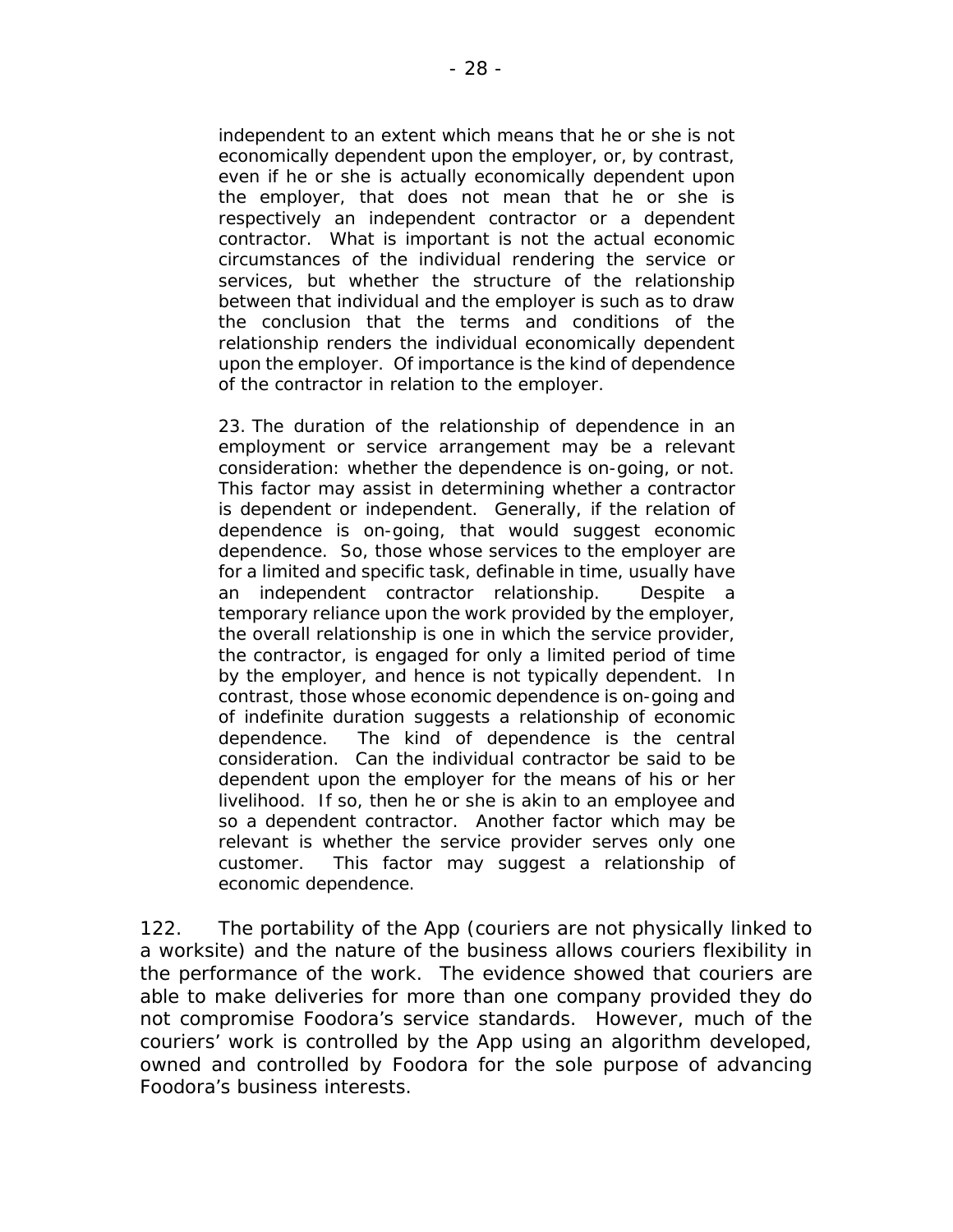independent to an extent which means that he or she is not economically dependent upon the employer, or, by contrast, even if he or she is actually economically dependent upon the employer, that does not mean that he or she is respectively an independent contractor or a dependent contractor. What is important is not the actual economic circumstances of the individual rendering the service or services, but whether the structure of the relationship between that individual and the employer is such as to draw the conclusion that the terms and conditions of the relationship renders the individual economically dependent upon the employer. Of importance is the kind of dependence of the contractor in relation to the employer.

> 23. The duration of the relationship of dependence in an employment or service arrangement may be a relevant consideration: whether the dependence is on-going, or not. This factor may assist in determining whether a contractor is dependent or independent. Generally, if the relation of dependence is on-going, that would suggest economic dependence. So, those whose services to the employer are for a limited and specific task, definable in time, usually have an independent contractor relationship. Despite a temporary reliance upon the work provided by the employer, the overall relationship is one in which the service provider, the contractor, is engaged for only a limited period of time by the employer, and hence is not typically dependent. In contrast, those whose economic dependence is on-going and of indefinite duration suggests a relationship of economic dependence. The kind of dependence is the central consideration. Can the individual contractor be said to be dependent upon the employer for the means of his or her livelihood. If so, then he or she is akin to an employee and so a dependent contractor. Another factor which may be relevant is whether the service provider serves only one customer. This factor may suggest a relationship of economic dependence.

122. The portability of the App (couriers are not physically linked to a worksite) and the nature of the business allows couriers flexibility in the performance of the work. The evidence showed that couriers are able to make deliveries for more than one company provided they do not compromise Foodora's service standards. However, much of the couriers' work is controlled by the App using an algorithm developed, owned and controlled by Foodora for the sole purpose of advancing Foodora's business interests.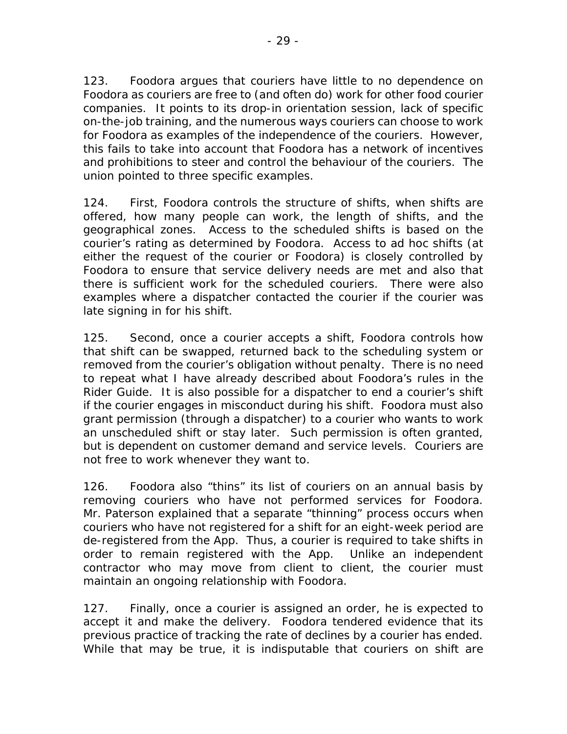123. Foodora argues that couriers have little to no dependence on Foodora as couriers are free to (and often do) work for other food courier companies. It points to its drop-in orientation session, lack of specific on-the-job training, and the numerous ways couriers can choose to work for Foodora as examples of the independence of the couriers. However, this fails to take into account that Foodora has a network of incentives and prohibitions to steer and control the behaviour of the couriers. The union pointed to three specific examples.

124. First, Foodora controls the structure of shifts, when shifts are offered, how many people can work, the length of shifts, and the geographical zones. Access to the scheduled shifts is based on the courier's rating as determined by Foodora. Access to ad hoc shifts (at either the request of the courier or Foodora) is closely controlled by Foodora to ensure that service delivery needs are met and also that there is sufficient work for the scheduled couriers. There were also examples where a dispatcher contacted the courier if the courier was late signing in for his shift.

125. Second, once a courier accepts a shift, Foodora controls how that shift can be swapped, returned back to the scheduling system or removed from the courier's obligation without penalty. There is no need to repeat what I have already described about Foodora's rules in the Rider Guide. It is also possible for a dispatcher to end a courier's shift if the courier engages in misconduct during his shift. Foodora must also grant permission (through a dispatcher) to a courier who wants to work an unscheduled shift or stay later. Such permission is often granted, but is dependent on customer demand and service levels. Couriers are not free to work whenever they want to.

126. Foodora also "thins" its list of couriers on an annual basis by removing couriers who have not performed services for Foodora. Mr. Paterson explained that a separate "thinning" process occurs when couriers who have not registered for a shift for an eight-week period are de-registered from the App. Thus, a courier is required to take shifts in order to remain registered with the App. Unlike an independent contractor who may move from client to client, the courier must maintain an ongoing relationship with Foodora.

127. Finally, once a courier is assigned an order, he is expected to accept it and make the delivery. Foodora tendered evidence that its previous practice of tracking the rate of declines by a courier has ended. While that may be true, it is indisputable that couriers on shift are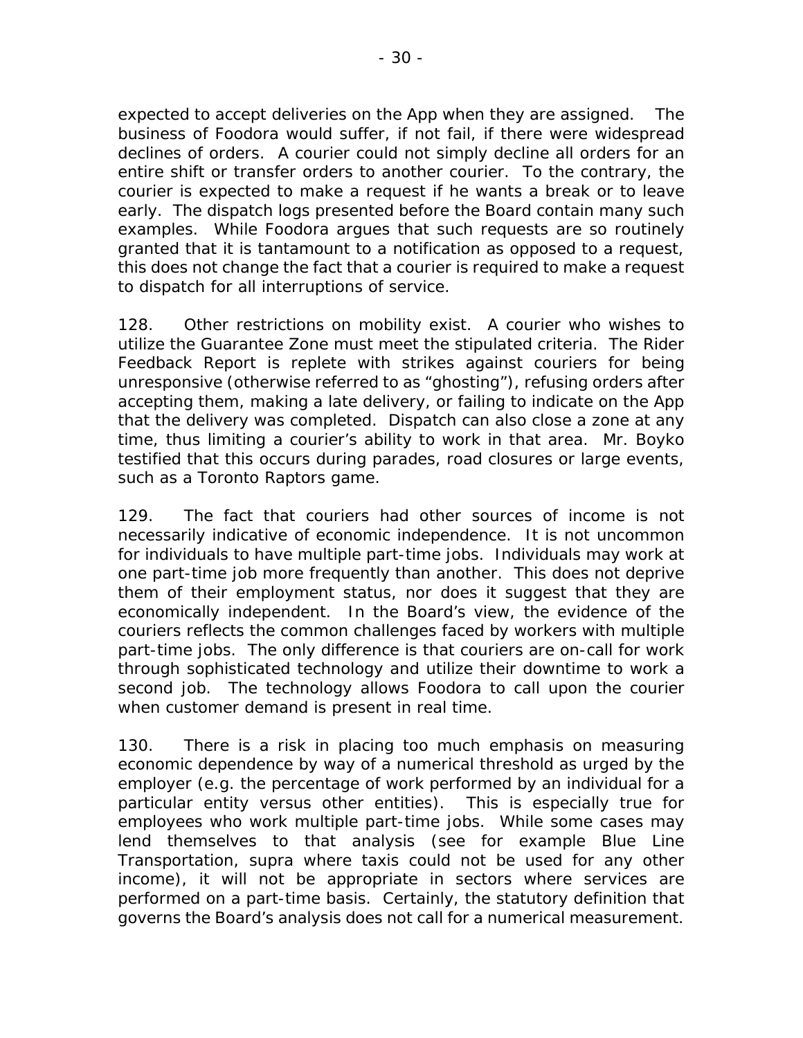expected to accept deliveries on the App when they are assigned. The business of Foodora would suffer, if not fail, if there were widespread declines of orders. A courier could not simply decline all orders for an entire shift or transfer orders to another courier. To the contrary, the courier is expected to make a request if he wants a break or to leave early. The dispatch logs presented before the Board contain many such examples. While Foodora argues that such requests are so routinely granted that it is tantamount to a notification as opposed to a request, this does not change the fact that a courier is required to make a request to dispatch for all interruptions of service.

128. Other restrictions on mobility exist. A courier who wishes to utilize the Guarantee Zone must meet the stipulated criteria. The Rider Feedback Report is replete with strikes against couriers for being unresponsive (otherwise referred to as "ghosting"), refusing orders after accepting them, making a late delivery, or failing to indicate on the App that the delivery was completed. Dispatch can also close a zone at any time, thus limiting a courier's ability to work in that area. Mr. Boyko testified that this occurs during parades, road closures or large events, such as a Toronto Raptors game.

129. The fact that couriers had other sources of income is not necessarily indicative of economic independence. It is not uncommon for individuals to have multiple part-time jobs. Individuals may work at one part-time job more frequently than another. This does not deprive them of their employment status, nor does it suggest that they are economically independent. In the Board's view, the evidence of the couriers reflects the common challenges faced by workers with multiple part-time jobs. The only difference is that couriers are on-call for work through sophisticated technology and utilize their downtime to work a second job. The technology allows Foodora to call upon the courier when customer demand is present in real time.

130. There is a risk in placing too much emphasis on measuring economic dependence by way of a numerical threshold as urged by the employer (e.g. the percentage of work performed by an individual for a particular entity versus other entities). This is especially true for employees who work multiple part-time jobs. While some cases may lend themselves to that analysis (see for example Blue Line Transportation, supra where taxis could not be used for any other income), it will not be appropriate in sectors where services are performed on a part-time basis. Certainly, the statutory definition that governs the Board's analysis does not call for a numerical measurement.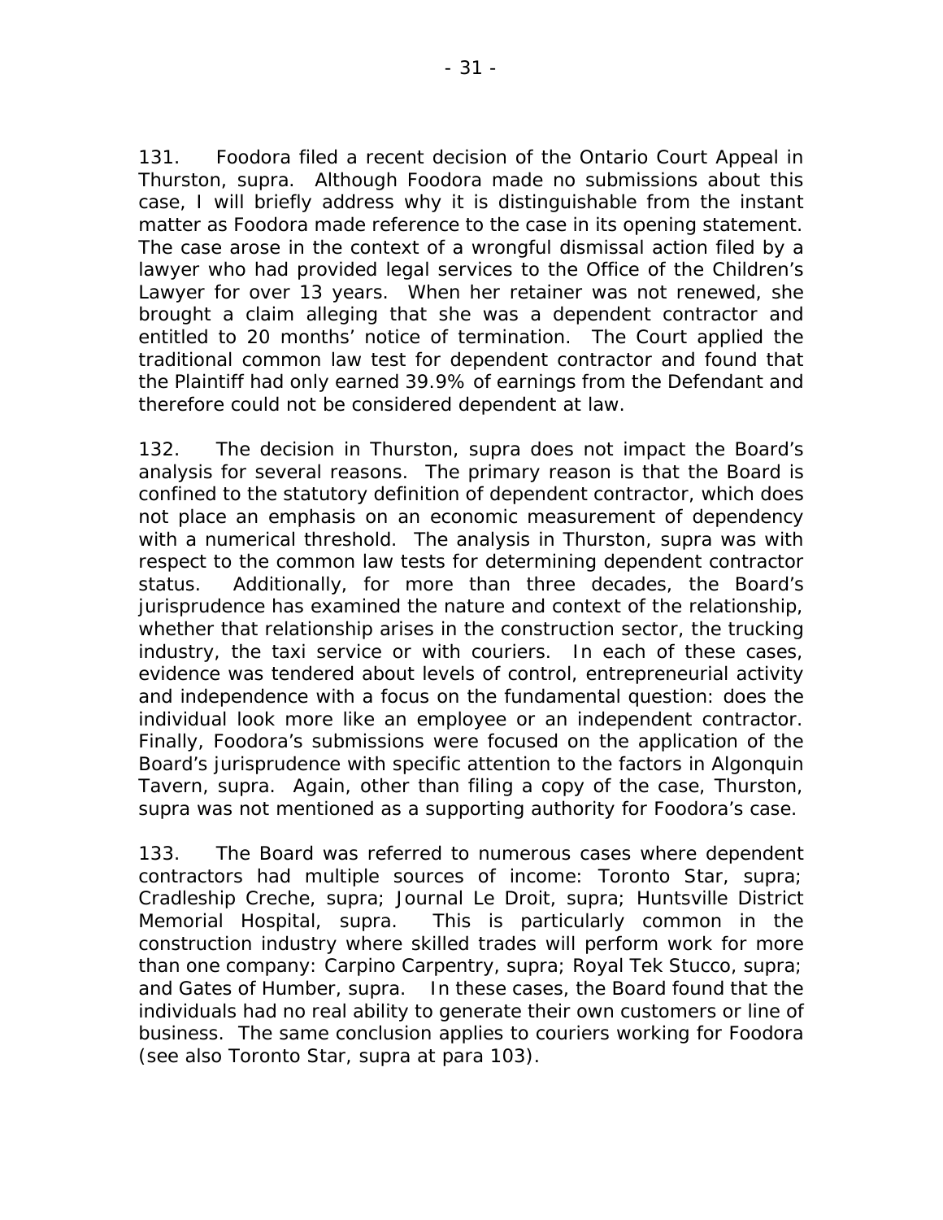131. Foodora filed a recent decision of the Ontario Court Appeal in Thurston, supra. Although Foodora made no submissions about this case, I will briefly address why it is distinguishable from the instant matter as Foodora made reference to the case in its opening statement. The case arose in the context of a wrongful dismissal action filed by a lawyer who had provided legal services to the Office of the Children's Lawyer for over 13 years. When her retainer was not renewed, she brought a claim alleging that she was a dependent contractor and entitled to 20 months' notice of termination. The Court applied the traditional common law test for dependent contractor and found that the Plaintiff had only earned 39.9% of earnings from the Defendant and therefore could not be considered dependent at law.

132. The decision in Thurston, supra does not impact the Board's analysis for several reasons. The primary reason is that the Board is confined to the statutory definition of dependent contractor, which does not place an emphasis on an economic measurement of dependency with a numerical threshold. The analysis in Thurston, supra was with respect to the common law tests for determining dependent contractor status. Additionally, for more than three decades, the Board's jurisprudence has examined the nature and context of the relationship, whether that relationship arises in the construction sector, the trucking industry, the taxi service or with couriers. In each of these cases, evidence was tendered about levels of control, entrepreneurial activity and independence with a focus on the fundamental question: does the individual look more like an employee or an independent contractor. Finally, Foodora's submissions were focused on the application of the Board's jurisprudence with specific attention to the factors in Algonquin Tavern, supra. Again, other than filing a copy of the case, Thurston, supra was not mentioned as a supporting authority for Foodora's case.

133. The Board was referred to numerous cases where dependent contractors had multiple sources of income: Toronto Star, supra; Cradleship Creche, supra; Journal Le Droit, supra; Huntsville District Memorial Hospital, supra. This is particularly common in the construction industry where skilled trades will perform work for more than one company: Carpino Carpentry, supra; Royal Tek Stucco, supra; and Gates of Humber, supra. In these cases, the Board found that the individuals had no real ability to generate their own customers or line of business. The same conclusion applies to couriers working for Foodora (see also Toronto Star, supra at para 103).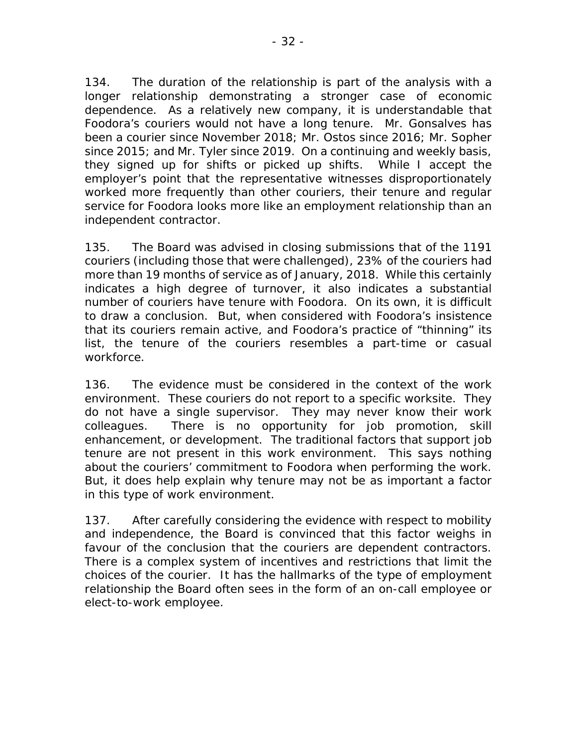134. The duration of the relationship is part of the analysis with a longer relationship demonstrating a stronger case of economic dependence. As a relatively new company, it is understandable that Foodora's couriers would not have a long tenure. Mr. Gonsalves has been a courier since November 2018; Mr. Ostos since 2016; Mr. Sopher since 2015; and Mr. Tyler since 2019. On a continuing and weekly basis, they signed up for shifts or picked up shifts. While I accept the employer's point that the representative witnesses disproportionately worked more frequently than other couriers, their tenure and regular service for Foodora looks more like an employment relationship than an independent contractor.

135. The Board was advised in closing submissions that of the 1191 couriers (including those that were challenged), 23% of the couriers had more than 19 months of service as of January, 2018. While this certainly indicates a high degree of turnover, it also indicates a substantial number of couriers have tenure with Foodora. On its own, it is difficult to draw a conclusion. But, when considered with Foodora's insistence that its couriers remain active, and Foodora's practice of "thinning" its list, the tenure of the couriers resembles a part-time or casual workforce.

136. The evidence must be considered in the context of the work environment. These couriers do not report to a specific worksite. They do not have a single supervisor. They may never know their work colleagues. There is no opportunity for job promotion, skill enhancement, or development. The traditional factors that support job tenure are not present in this work environment. This says nothing about the couriers' commitment to Foodora when performing the work. But, it does help explain why tenure may not be as important a factor in this type of work environment.

137. After carefully considering the evidence with respect to mobility and independence, the Board is convinced that this factor weighs in favour of the conclusion that the couriers are dependent contractors. There is a complex system of incentives and restrictions that limit the choices of the courier. It has the hallmarks of the type of employment relationship the Board often sees in the form of an on-call employee or elect-to-work employee.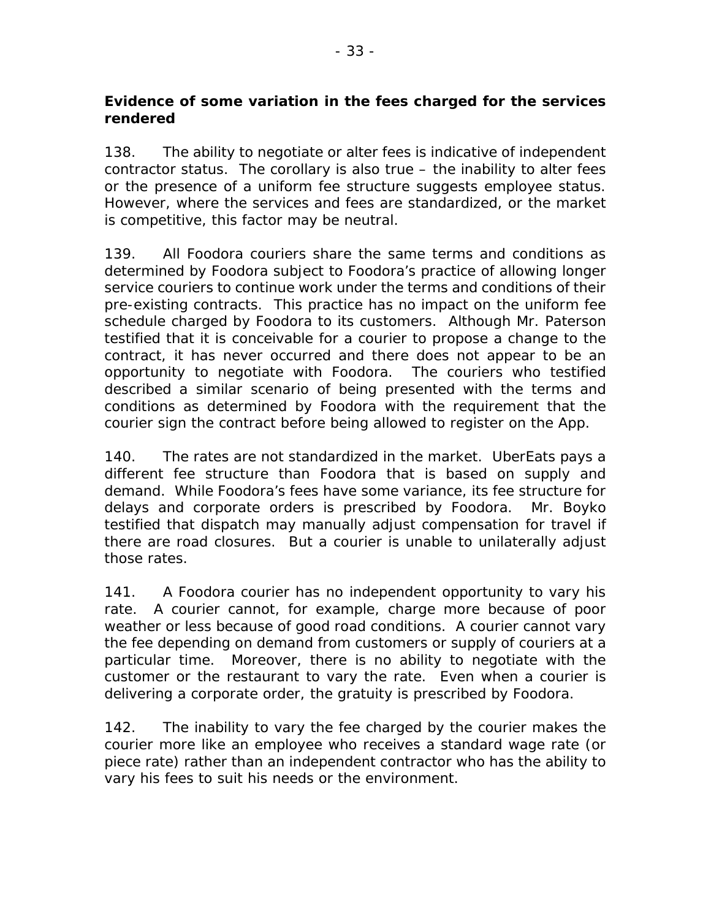**Evidence of some variation in the fees charged for the services rendered**

138. The ability to negotiate or alter fees is indicative of independent contractor status. The corollary is also true – the inability to alter fees or the presence of a uniform fee structure suggests employee status. However, where the services and fees are standardized, or the market is competitive, this factor may be neutral.

139. All Foodora couriers share the same terms and conditions as determined by Foodora subject to Foodora's practice of allowing longer service couriers to continue work under the terms and conditions of their pre-existing contracts. This practice has no impact on the uniform fee schedule charged by Foodora to its customers. Although Mr. Paterson testified that it is conceivable for a courier to propose a change to the contract, it has never occurred and there does not appear to be an opportunity to negotiate with Foodora. The couriers who testified described a similar scenario of being presented with the terms and conditions as determined by Foodora with the requirement that the courier sign the contract before being allowed to register on the App.

140. The rates are not standardized in the market. UberEats pays a different fee structure than Foodora that is based on supply and demand. While Foodora's fees have some variance, its fee structure for delays and corporate orders is prescribed by Foodora. Mr. Boyko testified that dispatch may manually adjust compensation for travel if there are road closures. But a courier is unable to unilaterally adjust those rates.

141. A Foodora courier has no independent opportunity to vary his rate. A courier cannot, for example, charge more because of poor weather or less because of good road conditions. A courier cannot vary the fee depending on demand from customers or supply of couriers at a particular time. Moreover, there is no ability to negotiate with the customer or the restaurant to vary the rate. Even when a courier is delivering a corporate order, the gratuity is prescribed by Foodora.

142. The inability to vary the fee charged by the courier makes the courier more like an employee who receives a standard wage rate (or piece rate) rather than an independent contractor who has the ability to vary his fees to suit his needs or the environment.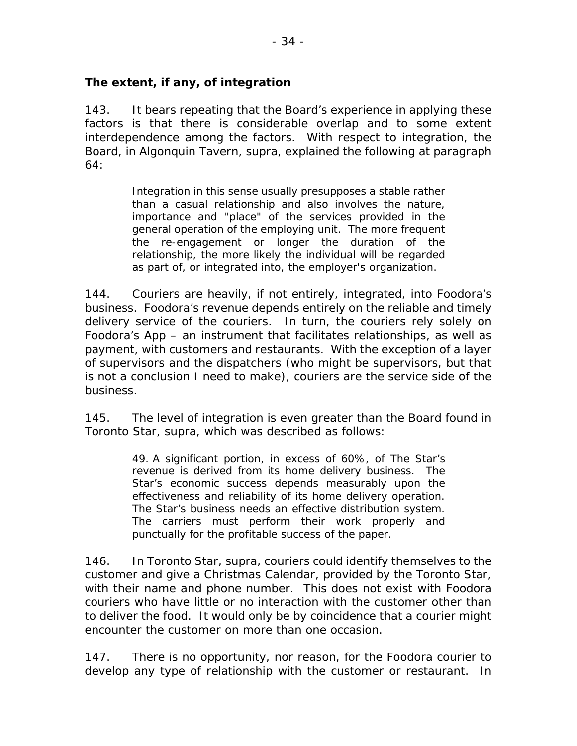**The extent, if any, of integration**

143. It bears repeating that the Board's experience in applying these factors is that there is considerable overlap and to some extent interdependence among the factors. With respect to integration, the Board, in Algonquin Tavern, supra, explained the following at paragraph 64:

> Integration in this sense usually presupposes a stable rather than a casual relationship and also involves the nature, importance and "place" of the services provided in the general operation of the employing unit. The more frequent the re-engagement or longer the duration of the relationship, the more likely the individual will be regarded as part of, or integrated into, the employer's organization.

144. Couriers are heavily, if not entirely, integrated, into Foodora's business. Foodora's revenue depends entirely on the reliable and timely delivery service of the couriers. In turn, the couriers rely solely on Foodora's App – an instrument that facilitates relationships, as well as payment, with customers and restaurants. With the exception of a layer of supervisors and the dispatchers (who might be supervisors, but that is not a conclusion I need to make), couriers are the service side of the business.

145. The level of integration is even greater than the Board found in Toronto Star, supra, which was described as follows:

> 49. A significant portion, in excess of 60%, of The Star's revenue is derived from its home delivery business. The Star's economic success depends measurably upon the effectiveness and reliability of its home delivery operation. The Star's business needs an effective distribution system. The carriers must perform their work properly and punctually for the profitable success of the paper.

146. In Toronto Star, supra, couriers could identify themselves to the customer and give a Christmas Calendar, provided by the Toronto Star, with their name and phone number. This does not exist with Foodora couriers who have little or no interaction with the customer other than to deliver the food. It would only be by coincidence that a courier might encounter the customer on more than one occasion.

147. There is no opportunity, nor reason, for the Foodora courier to develop any type of relationship with the customer or restaurant. In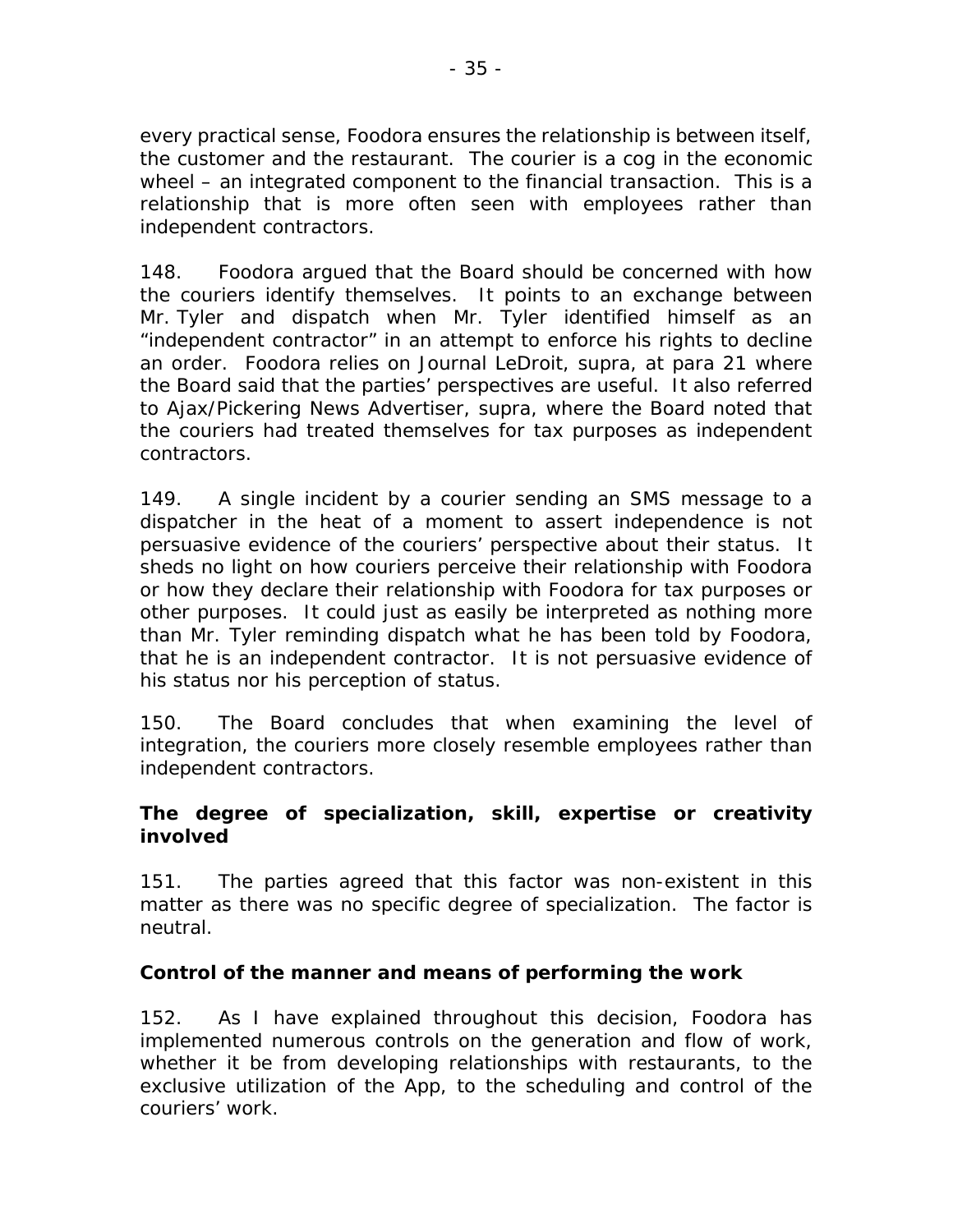every practical sense, Foodora ensures the relationship is between itself, the customer and the restaurant. The courier is a cog in the economic wheel – an integrated component to the financial transaction. This is a relationship that is more often seen with employees rather than independent contractors.

148. Foodora argued that the Board should be concerned with how the couriers identify themselves. It points to an exchange between Mr. Tyler and dispatch when Mr. Tyler identified himself as an "independent contractor" in an attempt to enforce his rights to decline an order. Foodora relies on *Journal LeDroit*, *supra*, at para 21 where the Board said that the parties' perspectives are useful. It also referred to *Ajax/Pickering News Advertiser*, *supra*, where the Board noted that the couriers had treated themselves for tax purposes as independent contractors.

149. A single incident by a courier sending an SMS message to a dispatcher in the heat of a moment to assert independence is not persuasive evidence of the couriers' perspective about their status. It sheds no light on how couriers perceive their relationship with Foodora or how they declare their relationship with Foodora for tax purposes or other purposes. It could just as easily be interpreted as nothing more than Mr. Tyler reminding dispatch what he has been told by Foodora, that he is an independent contractor. It is not persuasive evidence of his status nor his perception of status.

150. The Board concludes that when examining the level of integration, the couriers more closely resemble employees rather than independent contractors.

**The degree of specialization, skill, expertise or creativity involved**

151. The parties agreed that this factor was non-existent in this matter as there was no specific degree of specialization. The factor is neutral.

**Control of the manner and means of performing the work**

152. As I have explained throughout this decision, Foodora has implemented numerous controls on the generation and flow of work, whether it be from developing relationships with restaurants, to the exclusive utilization of the App, to the scheduling and control of the couriers' work.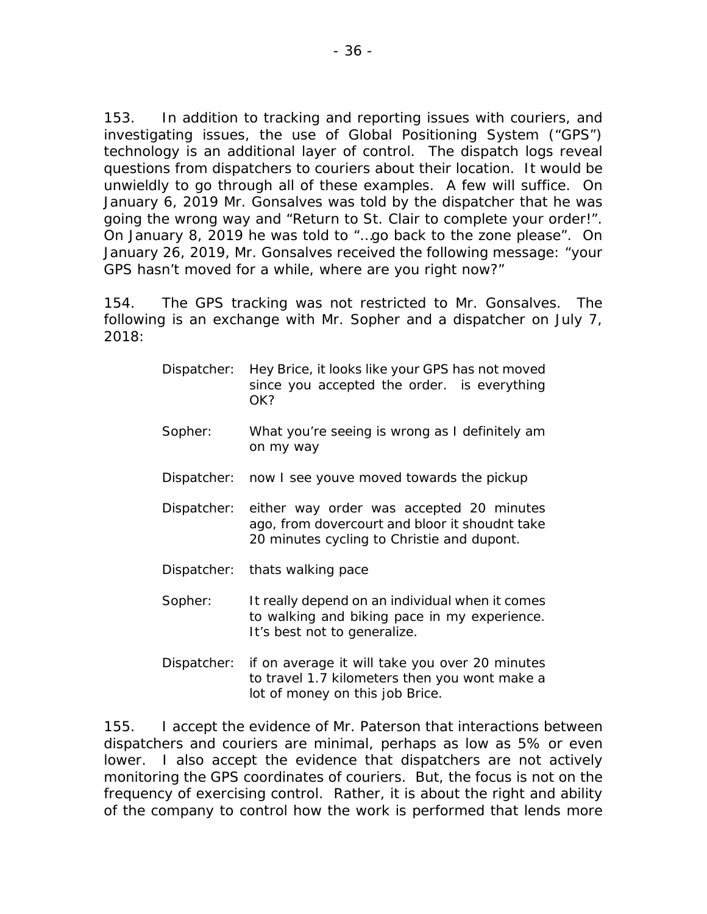153. In addition to tracking and reporting issues with couriers, and investigating issues, the use of Global Positioning System ("GPS") technology is an additional layer of control. The dispatch logs reveal questions from dispatchers to couriers about their location. It would be unwieldly to go through all of these examples. A few will suffice. On January 6, 2019 Mr. Gonsalves was told by the dispatcher that he was going the wrong way and "Return to St. Clair to complete your order!". On January 8, 2019 he was told to "…go back to the zone please". On January 26, 2019, Mr. Gonsalves received the following message: "your GPS hasn't moved for a while, where are you right now?"

154. The GPS tracking was not restricted to Mr. Gonsalves. The following is an exchange with Mr. Sopher and a dispatcher on July 7, 2018:

> Dispatcher: Hey Brice, it looks like your GPS has not moved since you accepted the order. is everything OK?
>
> Sopher: What you're seeing is wrong as I definitely am on my way
>
> Dispatcher: now I see youve moved towards the pickup
>
> Dispatcher: either way order was accepted 20 minutes ago, from dovercourt and bloor it shoudnt take 20 minutes cycling to Christie and dupont.
>
> Dispatcher: thats walking pace
>
> Sopher: It really depend on an individual when it comes to walking and biking pace in my experience. It's best not to generalize.
>
> Dispatcher: if on average it will take you over 20 minutes to travel 1.7 kilometers then you wont make a lot of money on this job Brice.

155. I accept the evidence of Mr. Paterson that interactions between dispatchers and couriers are minimal, perhaps as low as 5% or even lower. I also accept the evidence that dispatchers are not actively monitoring the GPS coordinates of couriers. But, the focus is not on the frequency of exercising control. Rather, it is about the right and ability of the company to control how the work is performed that lends more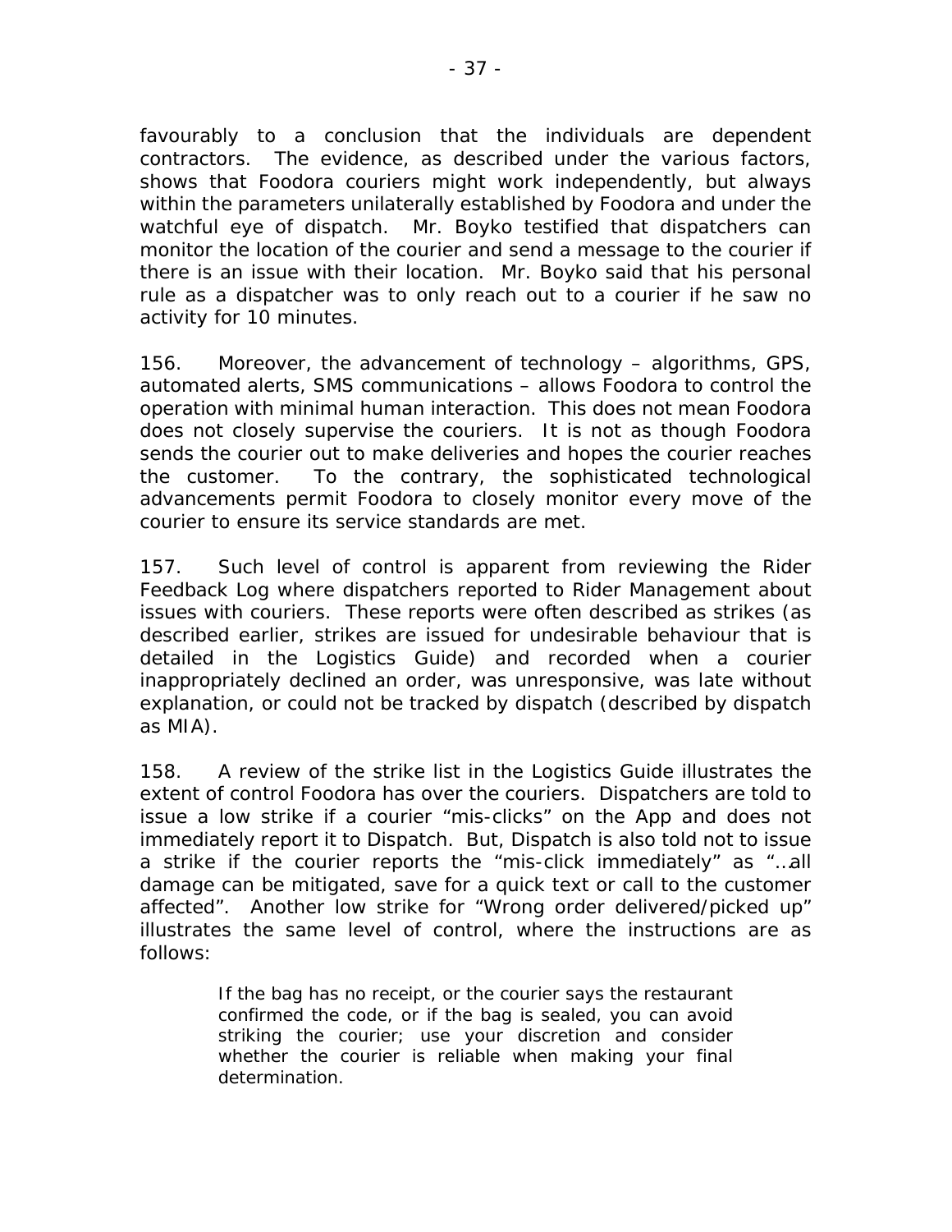favourably to a conclusion that the individuals are dependent contractors. The evidence, as described under the various factors, shows that Foodora couriers might work independently, but always within the parameters unilaterally established by Foodora and under the watchful eye of dispatch. Mr. Boyko testified that dispatchers can monitor the location of the courier and send a message to the courier if there is an issue with their location. Mr. Boyko said that his personal rule as a dispatcher was to only reach out to a courier if he saw no activity for 10 minutes.

156. Moreover, the advancement of technology – algorithms, GPS, automated alerts, SMS communications – allows Foodora to control the operation with minimal human interaction. This does not mean Foodora does not closely supervise the couriers. It is not as though Foodora sends the courier out to make deliveries and hopes the courier reaches the customer. To the contrary, the sophisticated technological advancements permit Foodora to closely monitor every move of the courier to ensure its service standards are met.

157. Such level of control is apparent from reviewing the Rider Feedback Log where dispatchers reported to Rider Management about issues with couriers. These reports were often described as strikes (as described earlier, strikes are issued for undesirable behaviour that is detailed in the Logistics Guide) and recorded when a courier inappropriately declined an order, was unresponsive, was late without explanation, or could not be tracked by dispatch (described by dispatch as MIA).

158. A review of the strike list in the Logistics Guide illustrates the extent of control Foodora has over the couriers. Dispatchers are told to issue a low strike if a courier "mis-clicks" on the App and does not immediately report it to Dispatch. But, Dispatch is also told not to issue a strike if the courier reports the "mis-click immediately" as "…all damage can be mitigated, save for a quick text or call to the customer affected". Another low strike for "Wrong order delivered/picked up" illustrates the same level of control, where the instructions are as follows:

> If the bag has no receipt, or the courier says the restaurant confirmed the code, or if the bag is sealed, you can avoid striking the courier; use your discretion and consider whether the courier is reliable when making your final determination.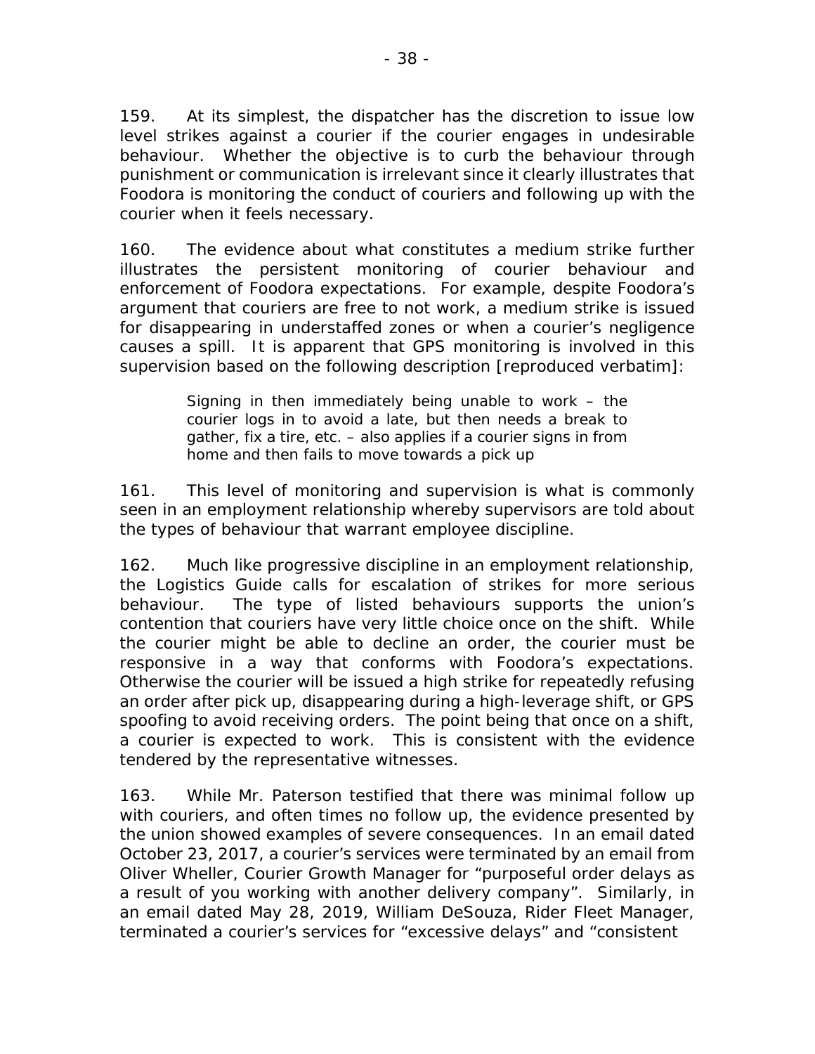159. At its simplest, the dispatcher has the discretion to issue low level strikes against a courier if the courier engages in undesirable behaviour. Whether the objective is to curb the behaviour through punishment or communication is irrelevant since it clearly illustrates that Foodora is monitoring the conduct of couriers and following up with the courier when it feels necessary.

160. The evidence about what constitutes a medium strike further illustrates the persistent monitoring of courier behaviour and enforcement of Foodora expectations. For example, despite Foodora's argument that couriers are free to not work, a medium strike is issued for disappearing in understaffed zones or when a courier's negligence causes a spill. It is apparent that GPS monitoring is involved in this supervision based on the following description [reproduced verbatim]:

> Signing in then immediately being unable to work – the courier logs in to avoid a late, but then needs a break to gather, fix a tire, etc. – also applies if a courier signs in from home and then fails to move towards a pick up

161. This level of monitoring and supervision is what is commonly seen in an employment relationship whereby supervisors are told about the types of behaviour that warrant employee discipline.

162. Much like progressive discipline in an employment relationship, the Logistics Guide calls for escalation of strikes for more serious behaviour. The type of listed behaviours supports the union's contention that couriers have very little choice once on the shift. While the courier might be able to decline an order, the courier must be responsive in a way that conforms with Foodora's expectations. Otherwise the courier will be issued a high strike for repeatedly refusing an order after pick up, disappearing during a high-leverage shift, or GPS spoofing to avoid receiving orders. The point being that once on a shift, a courier is expected to work. This is consistent with the evidence tendered by the representative witnesses.

163. While Mr. Paterson testified that there was minimal follow up with couriers, and often times no follow up, the evidence presented by the union showed examples of severe consequences. In an email dated October 23, 2017, a courier's services were terminated by an email from Oliver Wheller, Courier Growth Manager for "purposeful order delays as a result of you working with another delivery company". Similarly, in an email dated May 28, 2019, William DeSouza, Rider Fleet Manager, terminated a courier's services for "excessive delays" and "consistent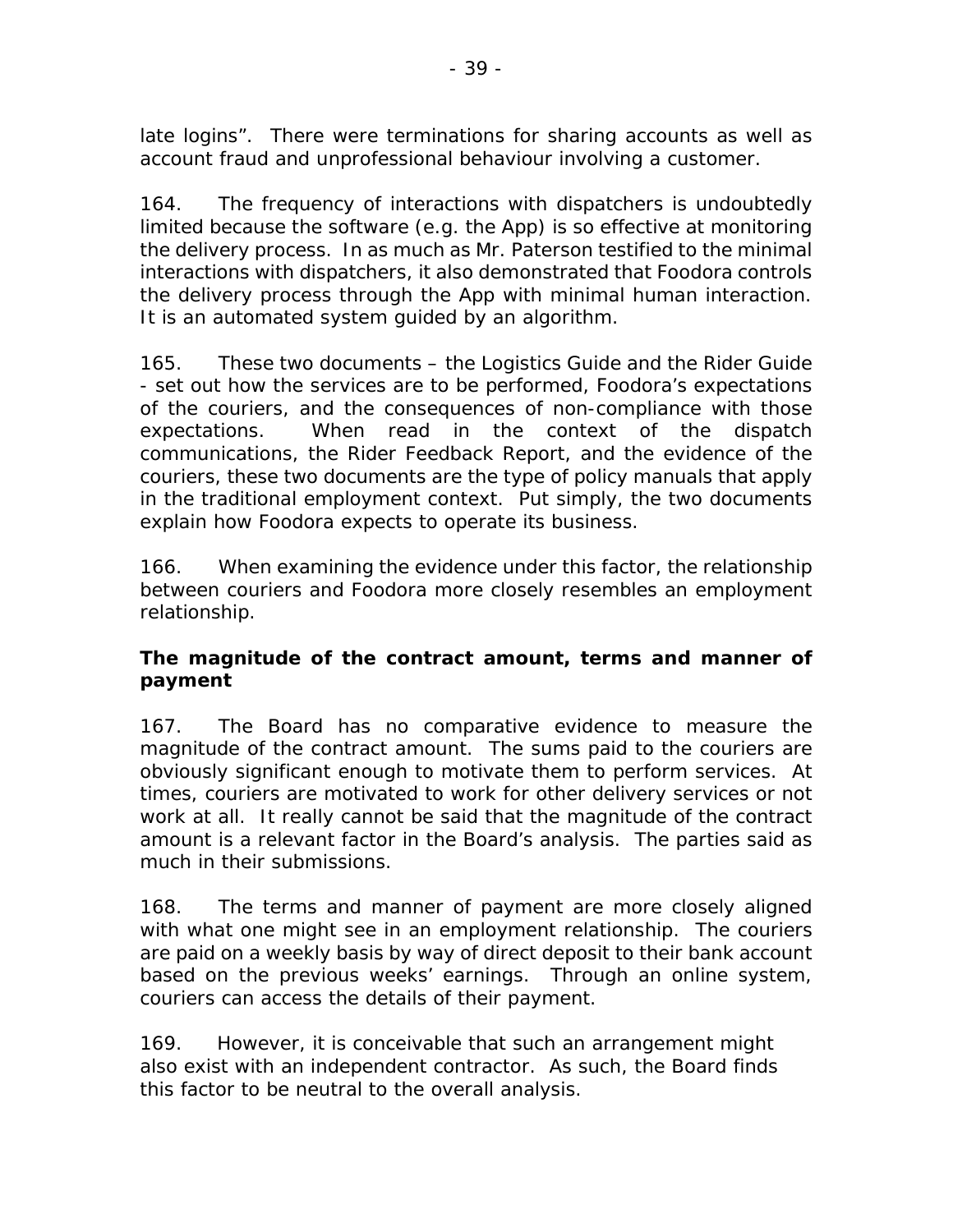late logins". There were terminations for sharing accounts as well as account fraud and unprofessional behaviour involving a customer.

164. The frequency of interactions with dispatchers is undoubtedly limited because the software (e.g. the App) is so effective at monitoring the delivery process. In as much as Mr. Paterson testified to the minimal interactions with dispatchers, it also demonstrated that Foodora controls the delivery process through the App with minimal human interaction. It is an automated system guided by an algorithm.

165. These two documents – the Logistics Guide and the Rider Guide - set out how the services are to be performed, Foodora's expectations of the couriers, and the consequences of non-compliance with those expectations. When read in the context of the dispatch communications, the Rider Feedback Report, and the evidence of the couriers, these two documents are the type of policy manuals that apply in the traditional employment context. Put simply, the two documents explain how Foodora expects to operate its business.

166. When examining the evidence under this factor, the relationship between couriers and Foodora more closely resembles an employment relationship.

**The magnitude of the contract amount, terms and manner of payment**

167. The Board has no comparative evidence to measure the magnitude of the contract amount. The sums paid to the couriers are obviously significant enough to motivate them to perform services. At times, couriers are motivated to work for other delivery services or not work at all. It really cannot be said that the magnitude of the contract amount is a relevant factor in the Board's analysis. The parties said as much in their submissions.

168. The terms and manner of payment are more closely aligned with what one might see in an employment relationship. The couriers are paid on a weekly basis by way of direct deposit to their bank account based on the previous weeks' earnings. Through an online system, couriers can access the details of their payment.

169. However, it is conceivable that such an arrangement might also exist with an independent contractor. As such, the Board finds this factor to be neutral to the overall analysis.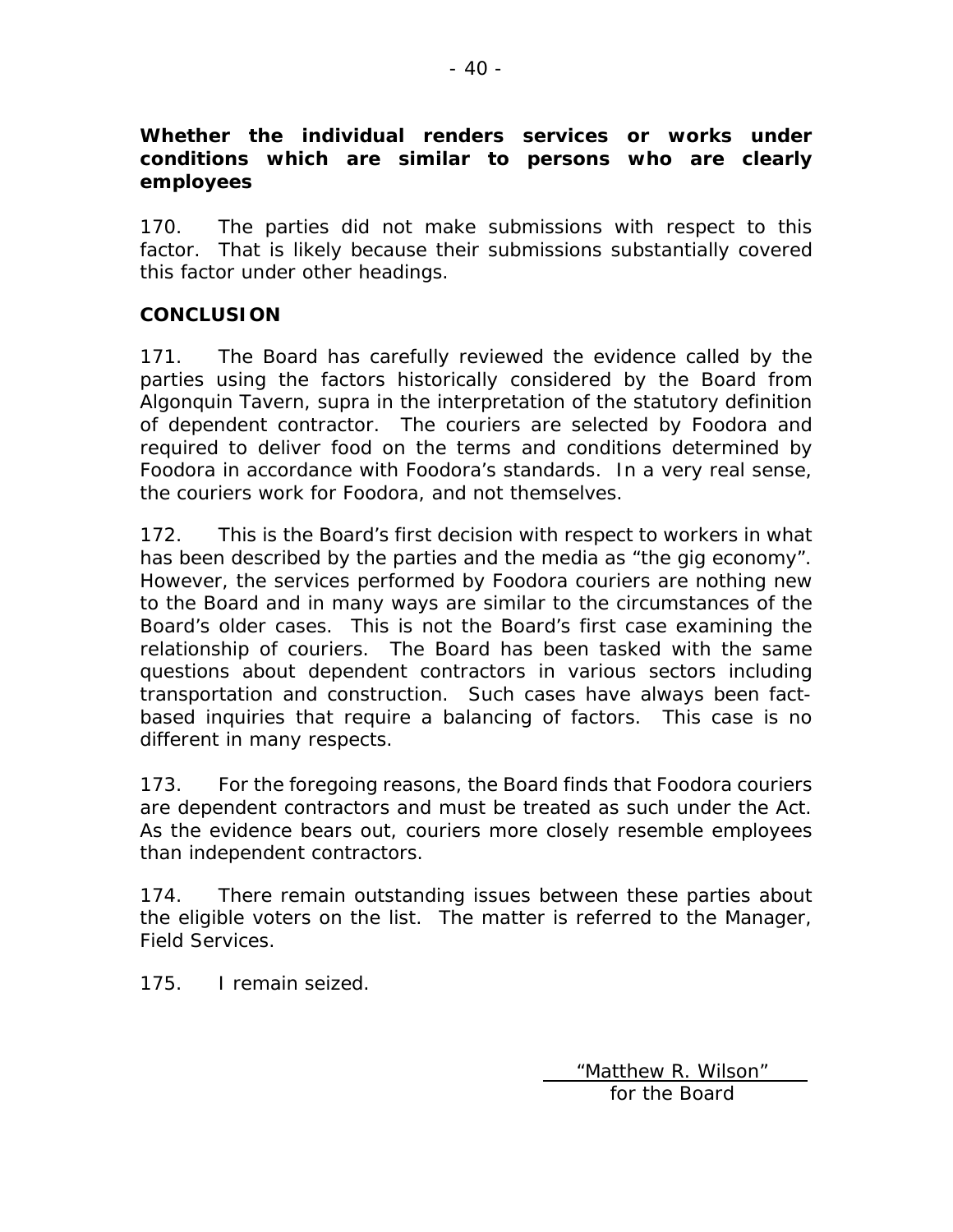**Whether the individual renders services or works under conditions which are similar to persons who are clearly employees**

170. The parties did not make submissions with respect to this factor. That is likely because their submissions substantially covered this factor under other headings.

**CONCLUSION**

171. The Board has carefully reviewed the evidence called by the parties using the factors historically considered by the Board from Algonquin Tavern, supra in the interpretation of the statutory definition of dependent contractor. The couriers are selected by Foodora and required to deliver food on the terms and conditions determined by Foodora in accordance with Foodora's standards. In a very real sense, the couriers work for Foodora, and not themselves.

172. This is the Board's first decision with respect to workers in what has been described by the parties and the media as "the gig economy". However, the services performed by Foodora couriers are nothing new to the Board and in many ways are similar to the circumstances of the Board's older cases. This is not the Board's first case examining the relationship of couriers. The Board has been tasked with the same questions about dependent contractors in various sectors including transportation and construction. Such cases have always been fact-based inquiries that require a balancing of factors. This case is no different in many respects.

173. For the foregoing reasons, the Board finds that Foodora couriers are dependent contractors and must be treated as such under the Act. As the evidence bears out, couriers more closely resemble employees than independent contractors.

174. There remain outstanding issues between these parties about the eligible voters on the list. The matter is referred to the Manager, Field Services.

175. I remain seized.

"Matthew R. Wilson"
for the Board